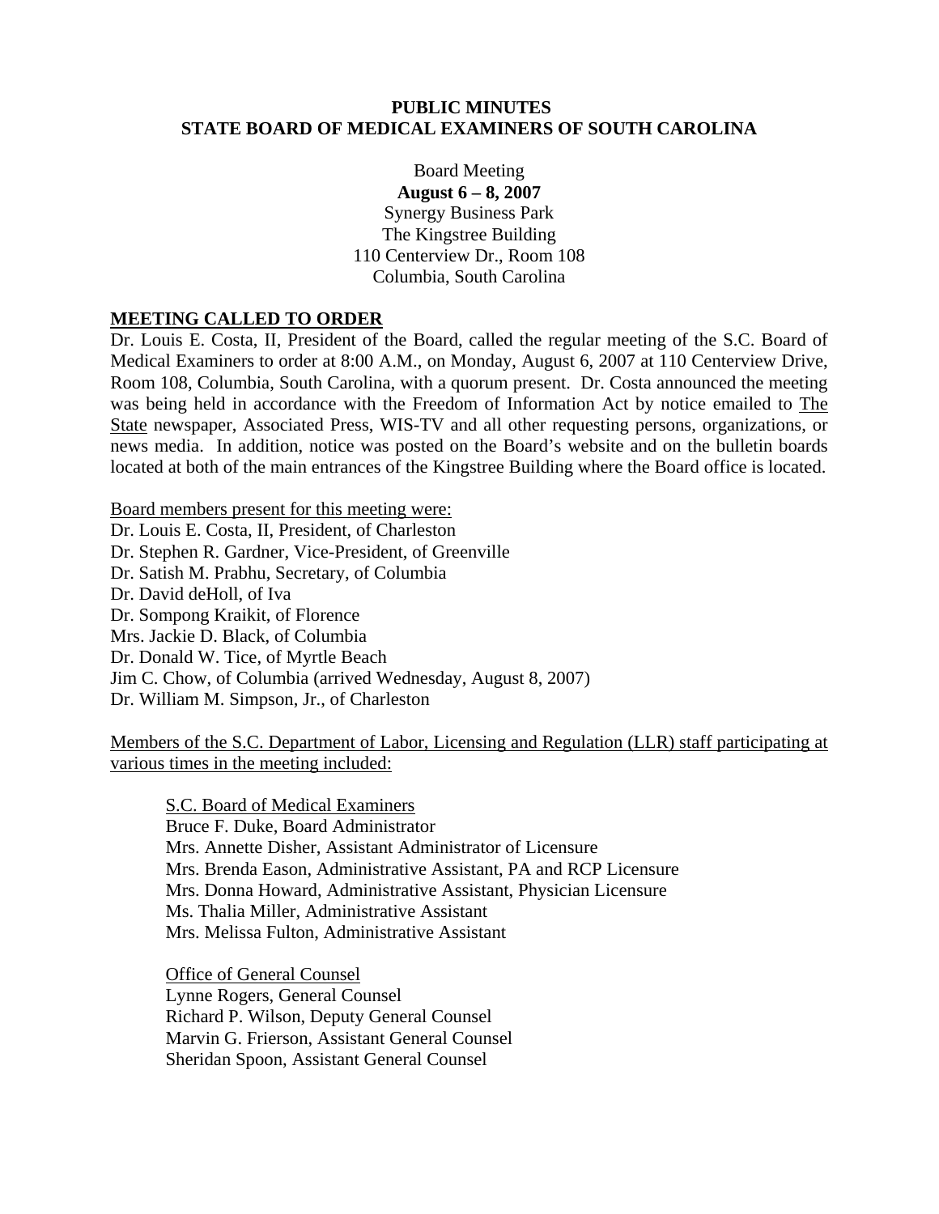**PUBLIC MINUTES**
**STATE BOARD OF MEDICAL EXAMINERS OF SOUTH CAROLINA**

Board Meeting
**August 6 – 8, 2007**
Synergy Business Park
The Kingstree Building
110 Centerview Dr., Room 108
Columbia, South Carolina

## MEETING CALLED TO ORDER

Dr. Louis E. Costa, II, President of the Board, called the regular meeting of the S.C. Board of Medical Examiners to order at 8:00 A.M., on Monday, August 6, 2007 at 110 Centerview Drive, Room 108, Columbia, South Carolina, with a quorum present. Dr. Costa announced the meeting was being held in accordance with the Freedom of Information Act by notice emailed to The State newspaper, Associated Press, WIS-TV and all other requesting persons, organizations, or news media. In addition, notice was posted on the Board's website and on the bulletin boards located at both of the main entrances of the Kingstree Building where the Board office is located.

Board members present for this meeting were:

Dr. Louis E. Costa, II, President, of Charleston
Dr. Stephen R. Gardner, Vice-President, of Greenville
Dr. Satish M. Prabhu, Secretary, of Columbia
Dr. David deHoll, of Iva
Dr. Sompong Kraikit, of Florence
Mrs. Jackie D. Black, of Columbia
Dr. Donald W. Tice, of Myrtle Beach
Jim C. Chow, of Columbia (arrived Wednesday, August 8, 2007)
Dr. William M. Simpson, Jr., of Charleston

Members of the S.C. Department of Labor, Licensing and Regulation (LLR) staff participating at various times in the meeting included:

S.C. Board of Medical Examiners
Bruce F. Duke, Board Administrator
Mrs. Annette Disher, Assistant Administrator of Licensure
Mrs. Brenda Eason, Administrative Assistant, PA and RCP Licensure
Mrs. Donna Howard, Administrative Assistant, Physician Licensure
Ms. Thalia Miller, Administrative Assistant
Mrs. Melissa Fulton, Administrative Assistant

Office of General Counsel
Lynne Rogers, General Counsel
Richard P. Wilson, Deputy General Counsel
Marvin G. Frierson, Assistant General Counsel
Sheridan Spoon, Assistant General Counsel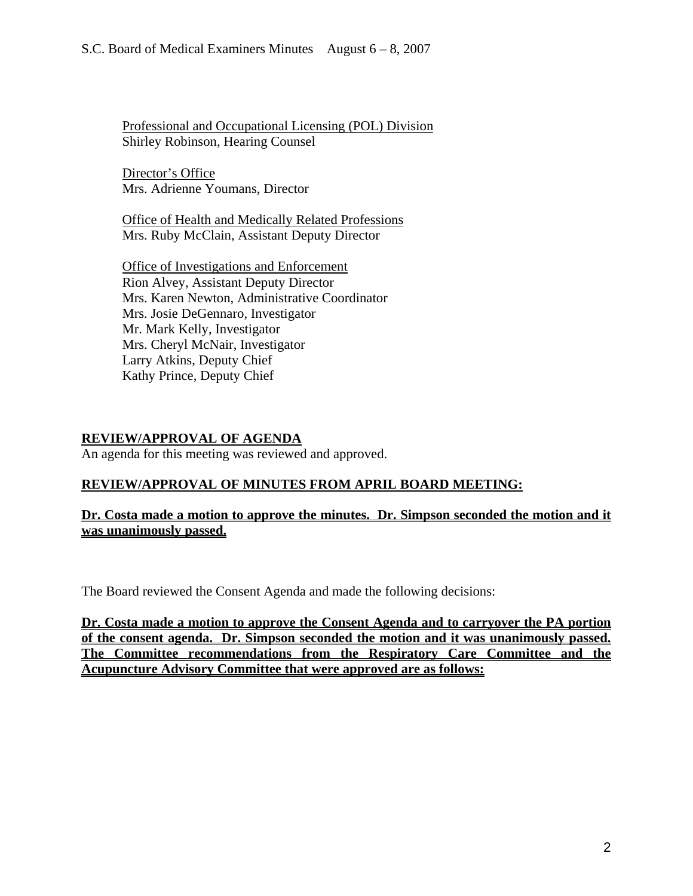Professional and Occupational Licensing (POL) Division
Shirley Robinson, Hearing Counsel

Director's Office
Mrs. Adrienne Youmans, Director

Office of Health and Medically Related Professions
Mrs. Ruby McClain, Assistant Deputy Director

Office of Investigations and Enforcement
Rion Alvey, Assistant Deputy Director
Mrs. Karen Newton, Administrative Coordinator
Mrs. Josie DeGennaro, Investigator
Mr. Mark Kelly, Investigator
Mrs. Cheryl McNair, Investigator
Larry Atkins, Deputy Chief
Kathy Prince, Deputy Chief

**REVIEW/APPROVAL OF AGENDA**

An agenda for this meeting was reviewed and approved.

**REVIEW/APPROVAL OF MINUTES FROM APRIL BOARD MEETING:**

**Dr. Costa made a motion to approve the minutes. Dr. Simpson seconded the motion and it was unanimously passed.**

The Board reviewed the Consent Agenda and made the following decisions:

**Dr. Costa made a motion to approve the Consent Agenda and to carryover the PA portion of the consent agenda. Dr. Simpson seconded the motion and it was unanimously passed. The Committee recommendations from the Respiratory Care Committee and the Acupuncture Advisory Committee that were approved are as follows:**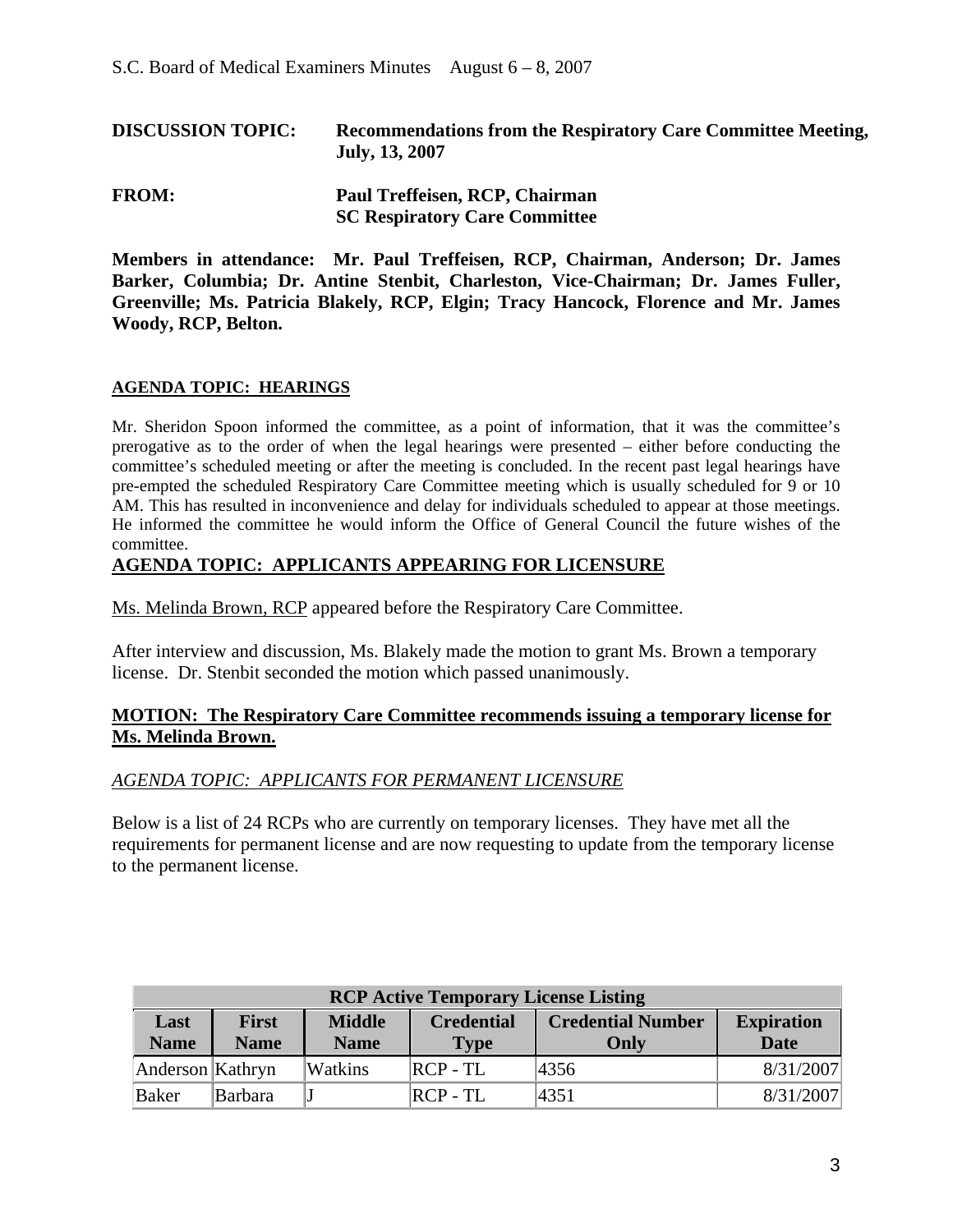**DISCUSSION TOPIC:** **Recommendations from the Respiratory Care Committee Meeting, July, 13, 2007**

**FROM:** **Paul Treffeisen, RCP, Chairman**
**SC Respiratory Care Committee**

**Members in attendance: Mr. Paul Treffeisen, RCP, Chairman, Anderson; Dr. James Barker, Columbia; Dr. Antine Stenbit, Charleston, Vice-Chairman; Dr. James Fuller, Greenville; Ms. Patricia Blakely, RCP, Elgin; Tracy Hancock, Florence and Mr. James Woody, RCP, Belton.**

**AGENDA TOPIC: HEARINGS**

Mr. Sheridon Spoon informed the committee, as a point of information, that it was the committee's prerogative as to the order of when the legal hearings were presented – either before conducting the committee's scheduled meeting or after the meeting is concluded. In the recent past legal hearings have pre-empted the scheduled Respiratory Care Committee meeting which is usually scheduled for 9 or 10 AM. This has resulted in inconvenience and delay for individuals scheduled to appear at those meetings. He informed the committee he would inform the Office of General Council the future wishes of the committee.

**AGENDA TOPIC: APPLICANTS APPEARING FOR LICENSURE**

Ms. Melinda Brown, RCP appeared before the Respiratory Care Committee.

After interview and discussion, Ms. Blakely made the motion to grant Ms. Brown a temporary license. Dr. Stenbit seconded the motion which passed unanimously.

**MOTION: The Respiratory Care Committee recommends issuing a temporary license for Ms. Melinda Brown.**

*AGENDA TOPIC: APPLICANTS FOR PERMANENT LICENSURE*

Below is a list of 24 RCPs who are currently on temporary licenses. They have met all the requirements for permanent license and are now requesting to update from the temporary license to the permanent license.

| RCP Active Temporary License Listing | | | | | |
|---|---|---|---|---|---|
| **Last Name** | **First Name** | **Middle Name** | **Credential Type** | **Credential Number Only** | **Expiration Date** |
| Anderson | Kathryn | Watkins | RCP - TL | 4356 | 8/31/2007 |
| Baker | Barbara | J | RCP - TL | 4351 | 8/31/2007 |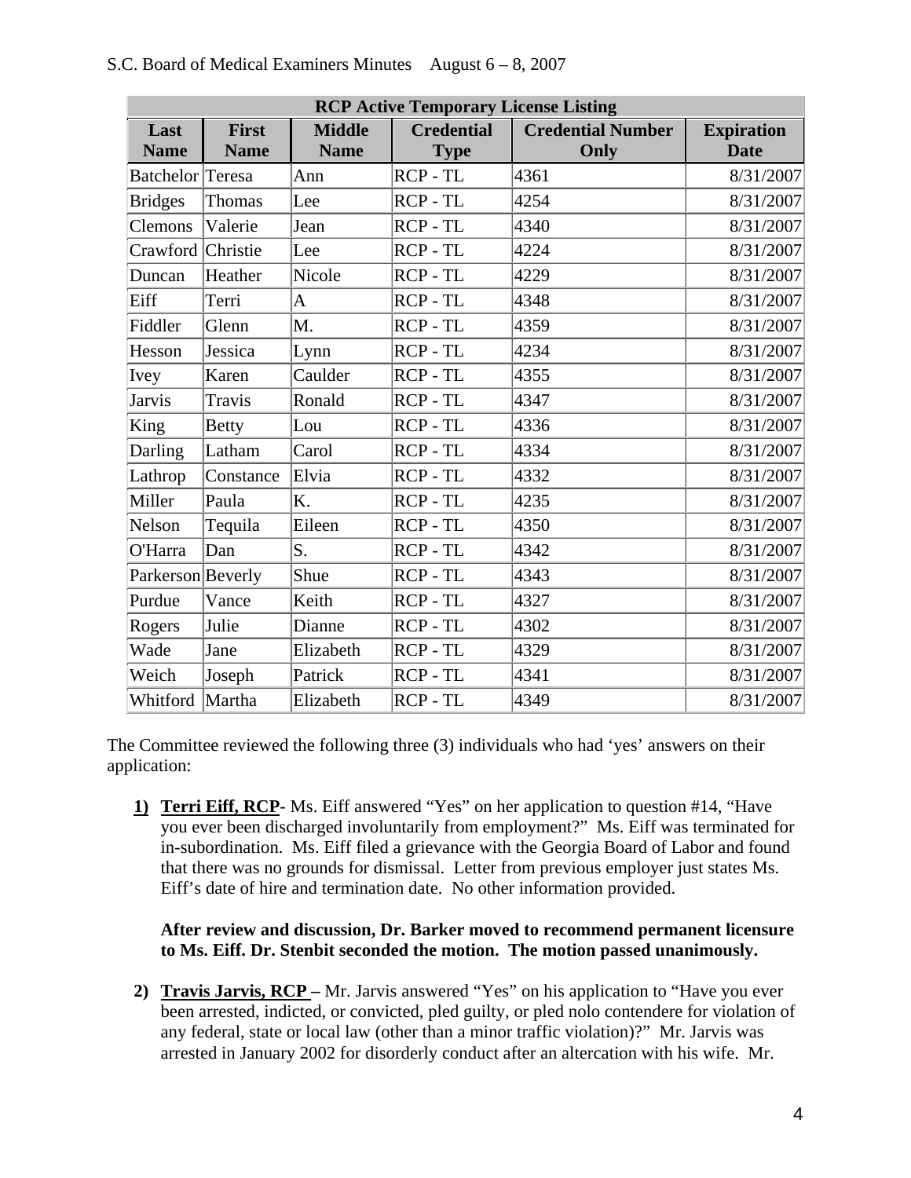| RCP Active Temporary License Listing | | | | | |
|---|---|---|---|---|---|
| **Last Name** | **First Name** | **Middle Name** | **Credential Type** | **Credential Number Only** | **Expiration Date** |
| Batchelor | Teresa | Ann | RCP - TL | 4361 | 8/31/2007 |
| Bridges | Thomas | Lee | RCP - TL | 4254 | 8/31/2007 |
| Clemons | Valerie | Jean | RCP - TL | 4340 | 8/31/2007 |
| Crawford | Christie | Lee | RCP - TL | 4224 | 8/31/2007 |
| Duncan | Heather | Nicole | RCP - TL | 4229 | 8/31/2007 |
| Eiff | Terri | A | RCP - TL | 4348 | 8/31/2007 |
| Fiddler | Glenn | M. | RCP - TL | 4359 | 8/31/2007 |
| Hesson | Jessica | Lynn | RCP - TL | 4234 | 8/31/2007 |
| Ivey | Karen | Caulder | RCP - TL | 4355 | 8/31/2007 |
| Jarvis | Travis | Ronald | RCP - TL | 4347 | 8/31/2007 |
| King | Betty | Lou | RCP - TL | 4336 | 8/31/2007 |
| Darling | Latham | Carol | RCP - TL | 4334 | 8/31/2007 |
| Lathrop | Constance | Elvia | RCP - TL | 4332 | 8/31/2007 |
| Miller | Paula | K. | RCP - TL | 4235 | 8/31/2007 |
| Nelson | Tequila | Eileen | RCP - TL | 4350 | 8/31/2007 |
| O'Harra | Dan | S. | RCP - TL | 4342 | 8/31/2007 |
| Parkerson | Beverly | Shue | RCP - TL | 4343 | 8/31/2007 |
| Purdue | Vance | Keith | RCP - TL | 4327 | 8/31/2007 |
| Rogers | Julie | Dianne | RCP - TL | 4302 | 8/31/2007 |
| Wade | Jane | Elizabeth | RCP - TL | 4329 | 8/31/2007 |
| Weich | Joseph | Patrick | RCP - TL | 4341 | 8/31/2007 |
| Whitford | Martha | Elizabeth | RCP - TL | 4349 | 8/31/2007 |

The Committee reviewed the following three (3) individuals who had 'yes' answers on their application:

1) **Terri Eiff, RCP**- Ms. Eiff answered "Yes" on her application to question #14, "Have you ever been discharged involuntarily from employment?" Ms. Eiff was terminated for in-subordination. Ms. Eiff filed a grievance with the Georgia Board of Labor and found that there was no grounds for dismissal. Letter from previous employer just states Ms. Eiff's date of hire and termination date. No other information provided.

   **After review and discussion, Dr. Barker moved to recommend permanent licensure to Ms. Eiff. Dr. Stenbit seconded the motion. The motion passed unanimously.**

2) **Travis Jarvis, RCP –** Mr. Jarvis answered "Yes" on his application to "Have you ever been arrested, indicted, or convicted, pled guilty, or pled nolo contendere for violation of any federal, state or local law (other than a minor traffic violation)?" Mr. Jarvis was arrested in January 2002 for disorderly conduct after an altercation with his wife. Mr.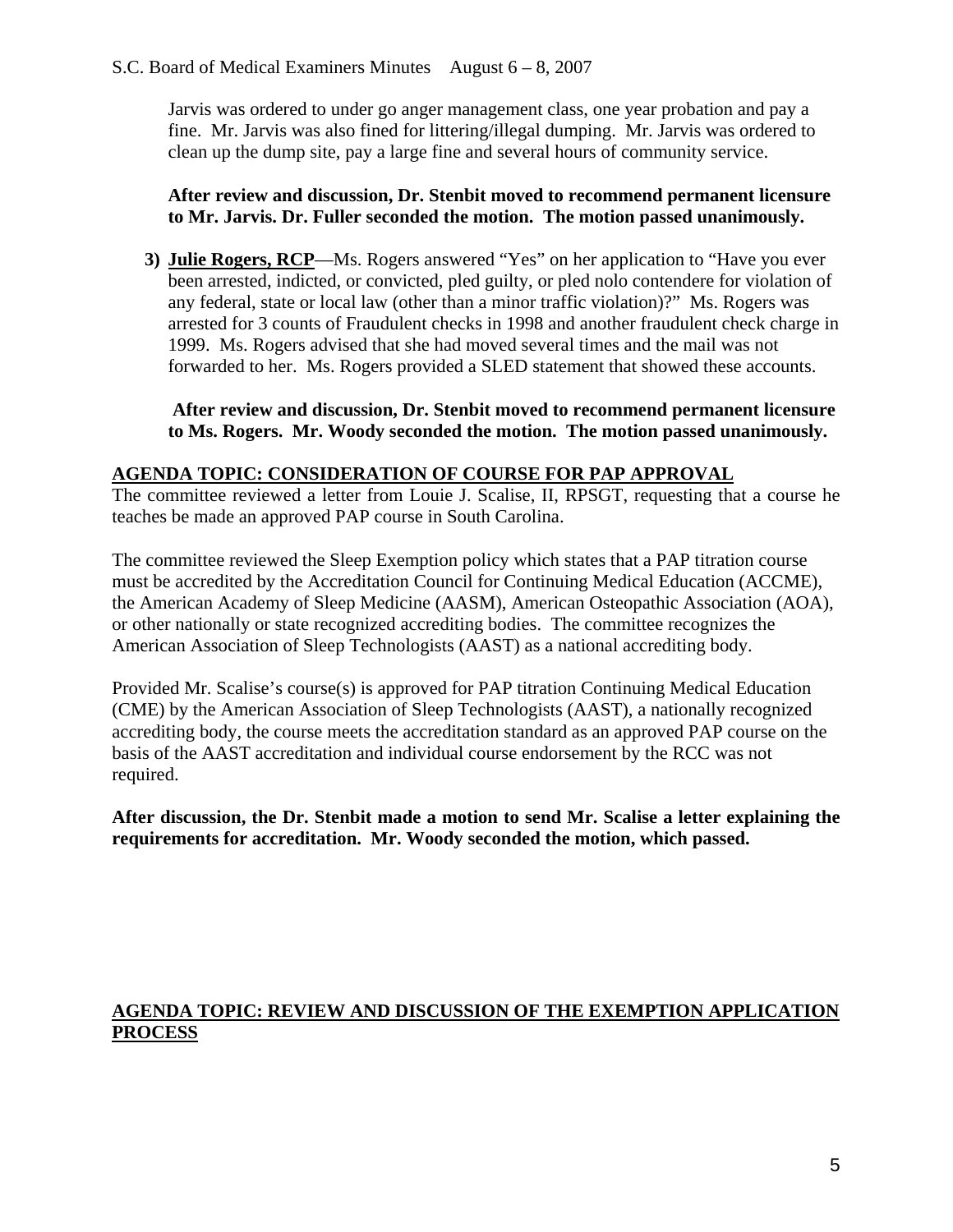Jarvis was ordered to under go anger management class, one year probation and pay a fine. Mr. Jarvis was also fined for littering/illegal dumping. Mr. Jarvis was ordered to clean up the dump site, pay a large fine and several hours of community service.

**After review and discussion, Dr. Stenbit moved to recommend permanent licensure to Mr. Jarvis. Dr. Fuller seconded the motion. The motion passed unanimously.**

3) **Julie Rogers, RCP**—Ms. Rogers answered "Yes" on her application to "Have you ever been arrested, indicted, or convicted, pled guilty, or pled nolo contendere for violation of any federal, state or local law (other than a minor traffic violation)?" Ms. Rogers was arrested for 3 counts of Fraudulent checks in 1998 and another fraudulent check charge in 1999. Ms. Rogers advised that she had moved several times and the mail was not forwarded to her. Ms. Rogers provided a SLED statement that showed these accounts.

**After review and discussion, Dr. Stenbit moved to recommend permanent licensure to Ms. Rogers. Mr. Woody seconded the motion. The motion passed unanimously.**

## AGENDA TOPIC: CONSIDERATION OF COURSE FOR PAP APPROVAL

The committee reviewed a letter from Louie J. Scalise, II, RPSGT, requesting that a course he teaches be made an approved PAP course in South Carolina.

The committee reviewed the Sleep Exemption policy which states that a PAP titration course must be accredited by the Accreditation Council for Continuing Medical Education (ACCME), the American Academy of Sleep Medicine (AASM), American Osteopathic Association (AOA), or other nationally or state recognized accrediting bodies. The committee recognizes the American Association of Sleep Technologists (AAST) as a national accrediting body.

Provided Mr. Scalise's course(s) is approved for PAP titration Continuing Medical Education (CME) by the American Association of Sleep Technologists (AAST), a nationally recognized accrediting body, the course meets the accreditation standard as an approved PAP course on the basis of the AAST accreditation and individual course endorsement by the RCC was not required.

**After discussion, the Dr. Stenbit made a motion to send Mr. Scalise a letter explaining the requirements for accreditation. Mr. Woody seconded the motion, which passed.**

## AGENDA TOPIC: REVIEW AND DISCUSSION OF THE EXEMPTION APPLICATION PROCESS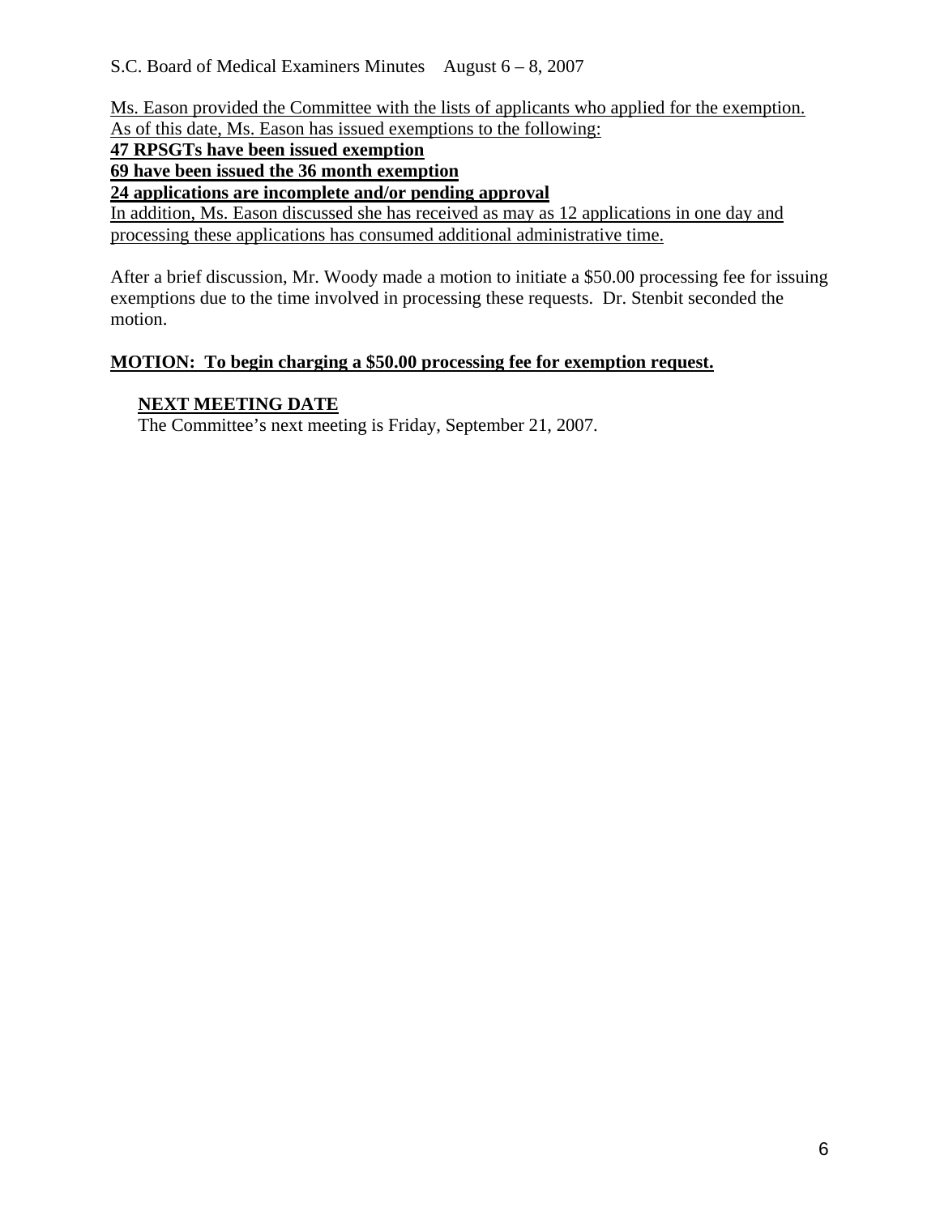Ms. Eason provided the Committee with the lists of applicants who applied for the exemption. As of this date, Ms. Eason has issued exemptions to the following:

**47 RPSGTs have been issued exemption**

**69 have been issued the 36 month exemption**

**24 applications are incomplete and/or pending approval**

In addition, Ms. Eason discussed she has received as may as 12 applications in one day and processing these applications has consumed additional administrative time.

After a brief discussion, Mr. Woody made a motion to initiate a $50.00 processing fee for issuing exemptions due to the time involved in processing these requests. Dr. Stenbit seconded the motion.

**MOTION: To begin charging a $50.00 processing fee for exemption request.**

**NEXT MEETING DATE**

The Committee's next meeting is Friday, September 21, 2007.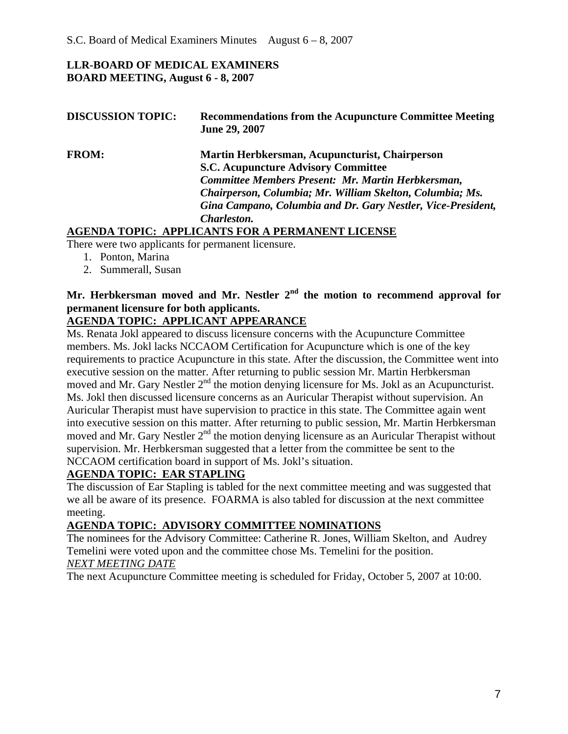**LLR-BOARD OF MEDICAL EXAMINERS**
**BOARD MEETING, August 6 - 8, 2007**

| | |
|---|---|
| **DISCUSSION TOPIC:** | **Recommendations from the Acupuncture Committee Meeting June 29, 2007** |
| **FROM:** | **Martin Herbkersman, Acupuncturist, Chairperson**<br>**S.C. Acupuncture Advisory Committee**<br>***Committee Members Present: Mr. Martin Herbkersman, Chairperson, Columbia; Mr. William Skelton, Columbia; Ms. Gina Campano, Columbia and Dr. Gary Nestler, Vice-President, Charleston.*** |

**AGENDA TOPIC: APPLICANTS FOR A PERMANENT LICENSE**

There were two applicants for permanent licensure.

1. Ponton, Marina
2. Summerall, Susan

**Mr. Herbkersman moved and Mr. Nestler 2nd the motion to recommend approval for permanent licensure for both applicants.**

**AGENDA TOPIC: APPLICANT APPEARANCE**

Ms. Renata Jokl appeared to discuss licensure concerns with the Acupuncture Committee members. Ms. Jokl lacks NCCAOM Certification for Acupuncture which is one of the key requirements to practice Acupuncture in this state. After the discussion, the Committee went into executive session on the matter. After returning to public session Mr. Martin Herbkersman moved and Mr. Gary Nestler 2nd the motion denying licensure for Ms. Jokl as an Acupuncturist. Ms. Jokl then discussed licensure concerns as an Auricular Therapist without supervision. An Auricular Therapist must have supervision to practice in this state. The Committee again went into executive session on this matter. After returning to public session, Mr. Martin Herbkersman moved and Mr. Gary Nestler 2nd the motion denying licensure as an Auricular Therapist without supervision. Mr. Herbkersman suggested that a letter from the committee be sent to the NCCAOM certification board in support of Ms. Jokl's situation.

**AGENDA TOPIC: EAR STAPLING**

The discussion of Ear Stapling is tabled for the next committee meeting and was suggested that we all be aware of its presence. FOARMA is also tabled for discussion at the next committee meeting.

**AGENDA TOPIC: ADVISORY COMMITTEE NOMINATIONS**

The nominees for the Advisory Committee: Catherine R. Jones, William Skelton, and Audrey Temelini were voted upon and the committee chose Ms. Temelini for the position.

*NEXT MEETING DATE*

The next Acupuncture Committee meeting is scheduled for Friday, October 5, 2007 at 10:00.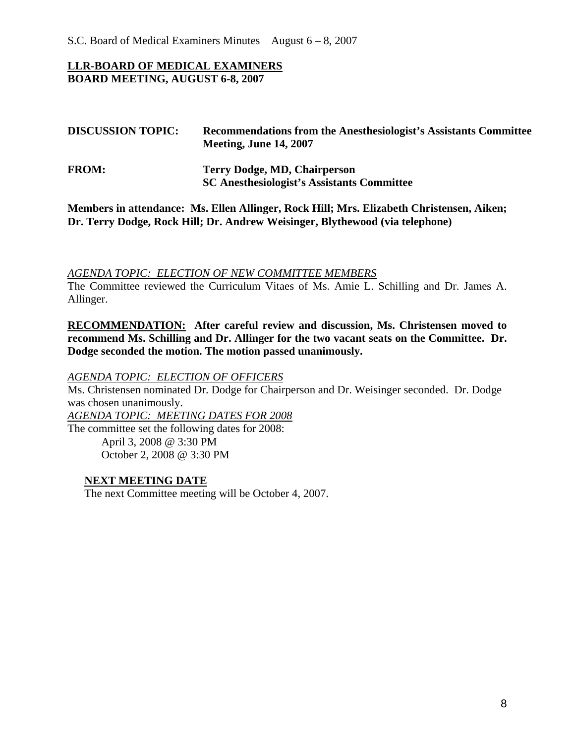**LLR-BOARD OF MEDICAL EXAMINERS**
**BOARD MEETING, AUGUST 6-8, 2007**

| | |
|---|---|
| **DISCUSSION TOPIC:** | **Recommendations from the Anesthesiologist's Assistants Committee Meeting, June 14, 2007** |
| **FROM:** | **Terry Dodge, MD, Chairperson**<br>**SC Anesthesiologist's Assistants Committee** |

**Members in attendance: Ms. Ellen Allinger, Rock Hill; Mrs. Elizabeth Christensen, Aiken; Dr. Terry Dodge, Rock Hill; Dr. Andrew Weisinger, Blythewood (via telephone)**

*AGENDA TOPIC: ELECTION OF NEW COMMITTEE MEMBERS*

The Committee reviewed the Curriculum Vitaes of Ms. Amie L. Schilling and Dr. James A. Allinger.

**RECOMMENDATION: After careful review and discussion, Ms. Christensen moved to recommend Ms. Schilling and Dr. Allinger for the two vacant seats on the Committee. Dr. Dodge seconded the motion. The motion passed unanimously.**

*AGENDA TOPIC: ELECTION OF OFFICERS*

Ms. Christensen nominated Dr. Dodge for Chairperson and Dr. Weisinger seconded. Dr. Dodge was chosen unanimously.

*AGENDA TOPIC: MEETING DATES FOR 2008*

The committee set the following dates for 2008:

April 3, 2008 @ 3:30 PM
October 2, 2008 @ 3:30 PM

**NEXT MEETING DATE**

The next Committee meeting will be October 4, 2007.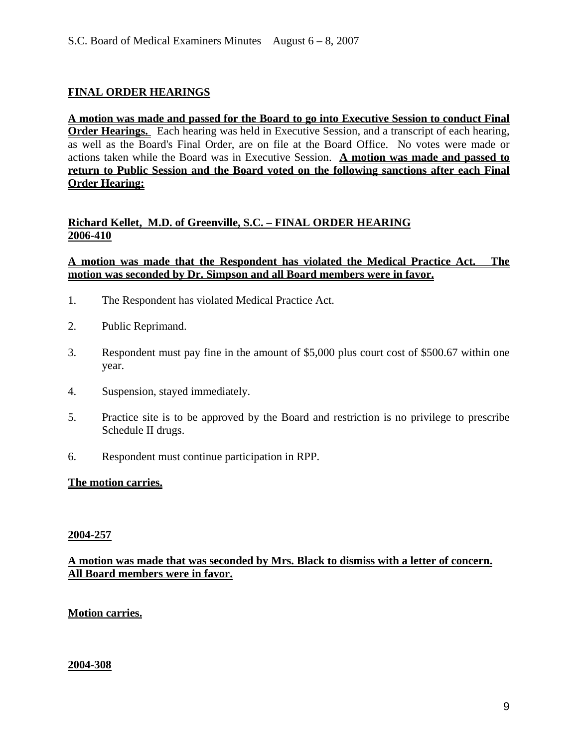## FINAL ORDER HEARINGS

**A motion was made and passed for the Board to go into Executive Session to conduct Final Order Hearings.** Each hearing was held in Executive Session, and a transcript of each hearing, as well as the Board's Final Order, are on file at the Board Office. No votes were made or actions taken while the Board was in Executive Session. **A motion was made and passed to return to Public Session and the Board voted on the following sanctions after each Final Order Hearing:**

### Richard Kellet, M.D. of Greenville, S.C. – FINAL ORDER HEARING 2006-410

**A motion was made that the Respondent has violated the Medical Practice Act. The motion was seconded by Dr. Simpson and all Board members were in favor.**

1. The Respondent has violated Medical Practice Act.
2. Public Reprimand.
3. Respondent must pay fine in the amount of $5,000 plus court cost of $500.67 within one year.
4. Suspension, stayed immediately.
5. Practice site is to be approved by the Board and restriction is no privilege to prescribe Schedule II drugs.
6. Respondent must continue participation in RPP.

**The motion carries.**

### 2004-257

**A motion was made that was seconded by Mrs. Black to dismiss with a letter of concern. All Board members were in favor.**

**Motion carries.**

### 2004-308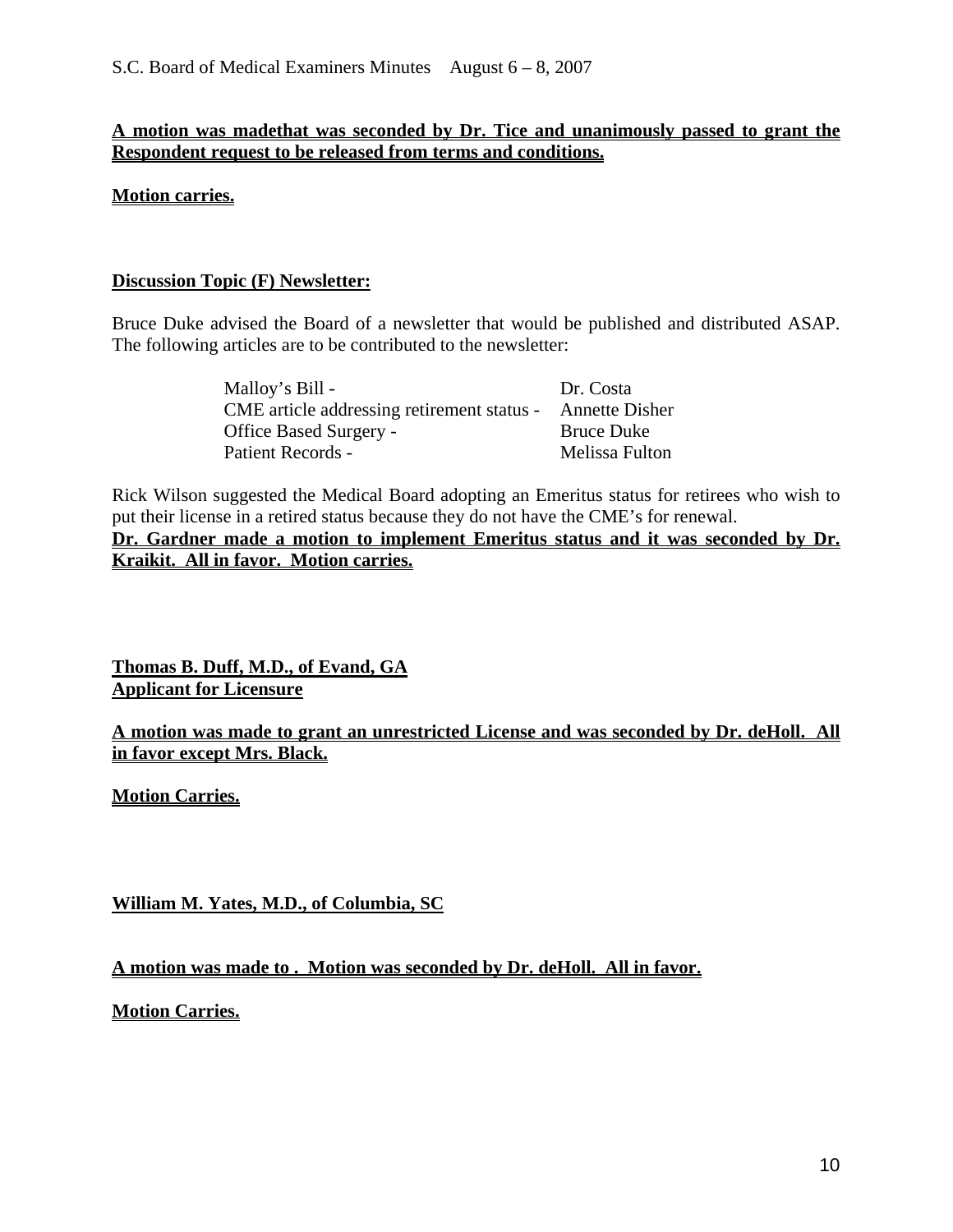**A motion was madethat was seconded by Dr. Tice and unanimously passed to grant the Respondent request to be released from terms and conditions.**

**Motion carries.**

**Discussion Topic (F) Newsletter:**

Bruce Duke advised the Board of a newsletter that would be published and distributed ASAP. The following articles are to be contributed to the newsletter:

| | |
|---|---|
| Malloy's Bill - | Dr. Costa |
| CME article addressing retirement status - | Annette Disher |
| Office Based Surgery - | Bruce Duke |
| Patient Records - | Melissa Fulton |

Rick Wilson suggested the Medical Board adopting an Emeritus status for retirees who wish to put their license in a retired status because they do not have the CME's for renewal.
**Dr. Gardner made a motion to implement Emeritus status and it was seconded by Dr. Kraikit. All in favor. Motion carries.**

**Thomas B. Duff, M.D., of Evand, GA**
**Applicant for Licensure**

**A motion was made to grant an unrestricted License and was seconded by Dr. deHoll. All in favor except Mrs. Black.**

**Motion Carries.**

**William M. Yates, M.D., of Columbia, SC**

**A motion was made to . Motion was seconded by Dr. deHoll. All in favor.**

**Motion Carries.**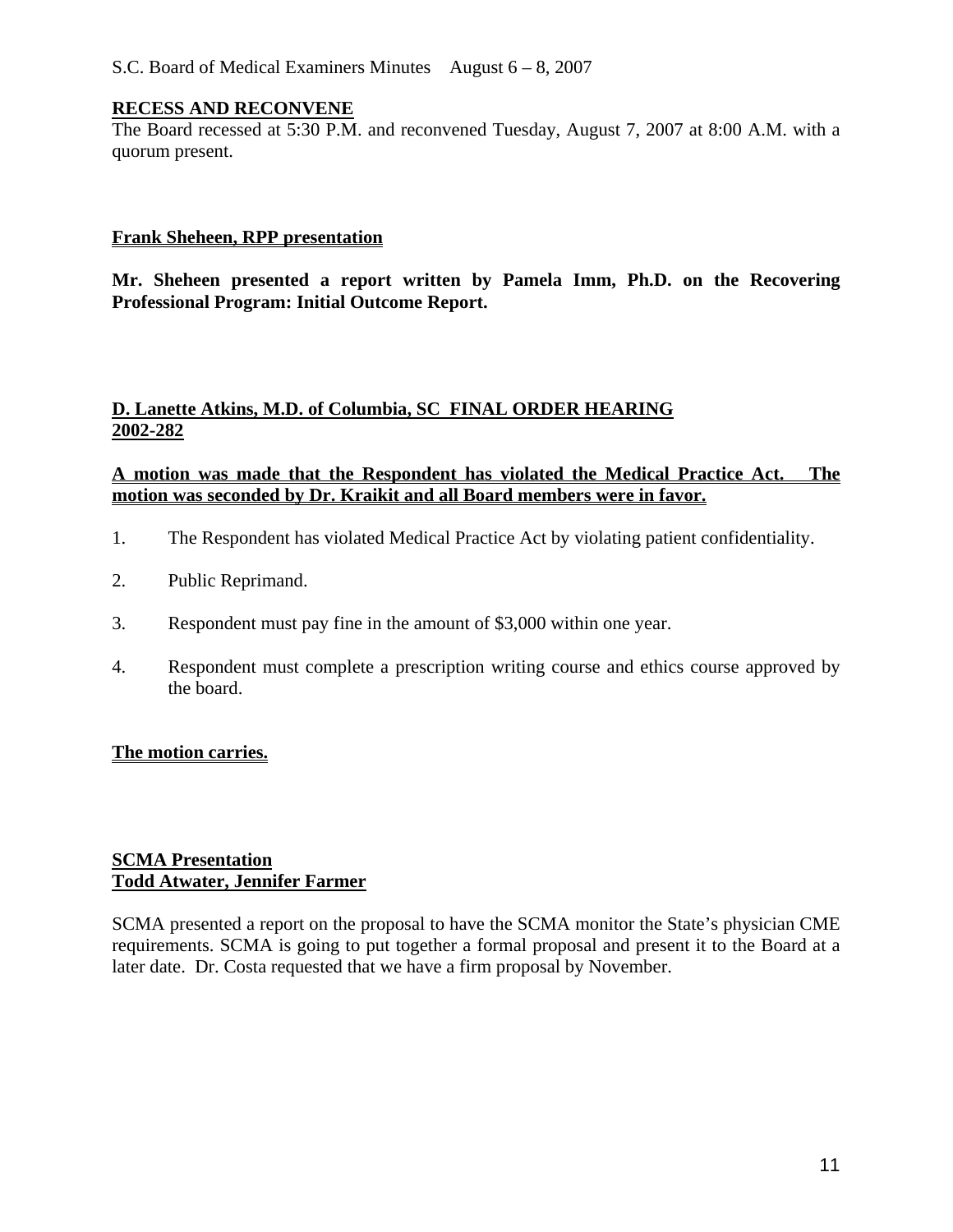**RECESS AND RECONVENE**

The Board recessed at 5:30 P.M. and reconvened Tuesday, August 7, 2007 at 8:00 A.M. with a quorum present.

**Frank Sheheen, RPP presentation**

**Mr. Sheheen presented a report written by Pamela Imm, Ph.D. on the Recovering Professional Program: Initial Outcome Report.**

**D. Lanette Atkins, M.D. of Columbia, SC FINAL ORDER HEARING 2002-282**

**A motion was made that the Respondent has violated the Medical Practice Act. The motion was seconded by Dr. Kraikit and all Board members were in favor.**

1. The Respondent has violated Medical Practice Act by violating patient confidentiality.
2. Public Reprimand.
3. Respondent must pay fine in the amount of $3,000 within one year.
4. Respondent must complete a prescription writing course and ethics course approved by the board.

**The motion carries.**

**SCMA Presentation**
**Todd Atwater, Jennifer Farmer**

SCMA presented a report on the proposal to have the SCMA monitor the State's physician CME requirements. SCMA is going to put together a formal proposal and present it to the Board at a later date. Dr. Costa requested that we have a firm proposal by November.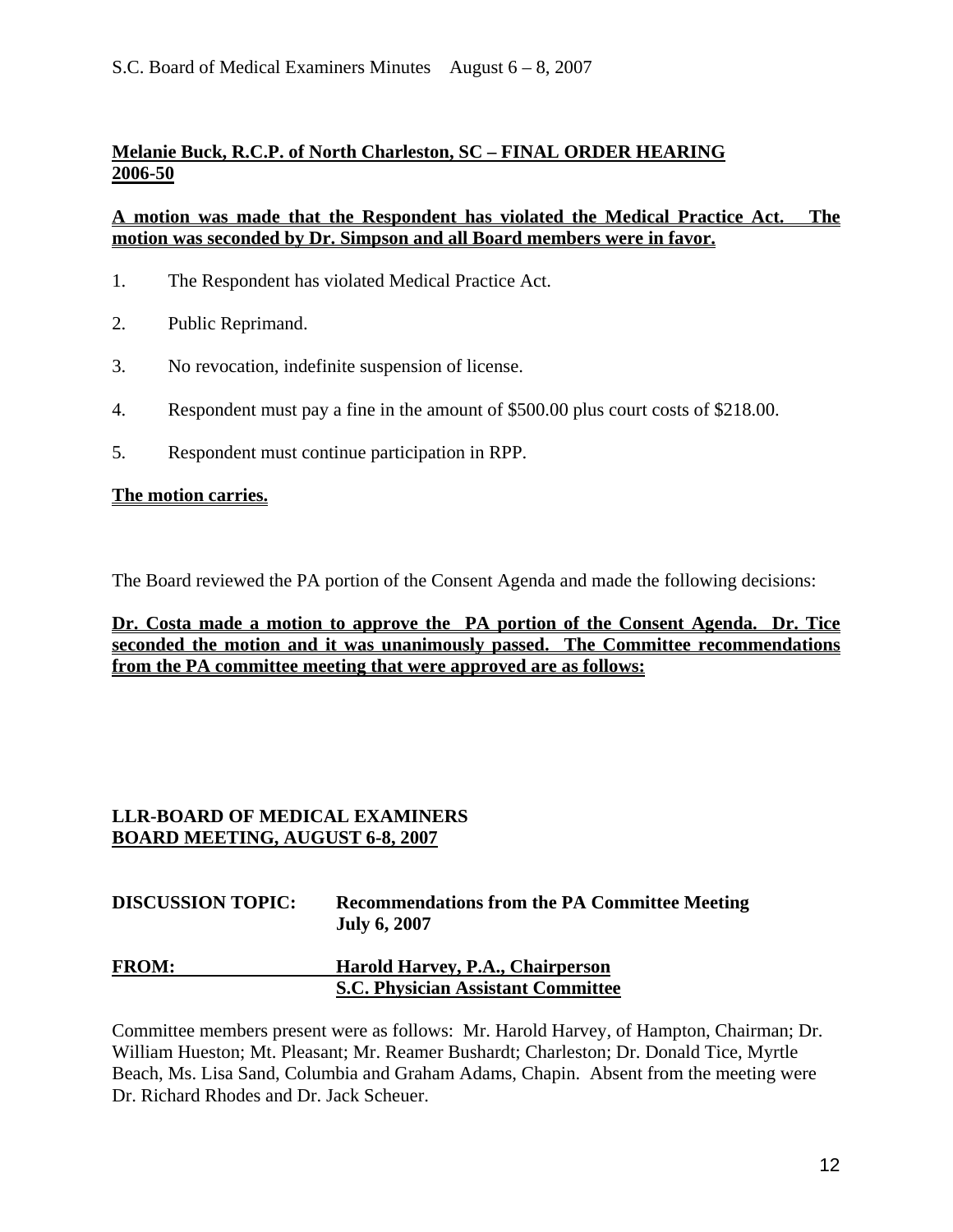**Melanie Buck, R.C.P. of North Charleston, SC – FINAL ORDER HEARING 2006-50**

**A motion was made that the Respondent has violated the Medical Practice Act. The motion was seconded by Dr. Simpson and all Board members were in favor.**

1. The Respondent has violated Medical Practice Act.
2. Public Reprimand.
3. No revocation, indefinite suspension of license.
4. Respondent must pay a fine in the amount of $500.00 plus court costs of $218.00.
5. Respondent must continue participation in RPP.

**The motion carries.**

The Board reviewed the PA portion of the Consent Agenda and made the following decisions:

**Dr. Costa made a motion to approve the PA portion of the Consent Agenda. Dr. Tice seconded the motion and it was unanimously passed. The Committee recommendations from the PA committee meeting that were approved are as follows:**

**LLR-BOARD OF MEDICAL EXAMINERS**
**BOARD MEETING, AUGUST 6-8, 2007**

**DISCUSSION TOPIC:** **Recommendations from the PA Committee Meeting July 6, 2007**

**FROM:** **Harold Harvey, P.A., Chairperson**
**S.C. Physician Assistant Committee**

Committee members present were as follows: Mr. Harold Harvey, of Hampton, Chairman; Dr. William Hueston; Mt. Pleasant; Mr. Reamer Bushardt; Charleston; Dr. Donald Tice, Myrtle Beach, Ms. Lisa Sand, Columbia and Graham Adams, Chapin. Absent from the meeting were Dr. Richard Rhodes and Dr. Jack Scheuer.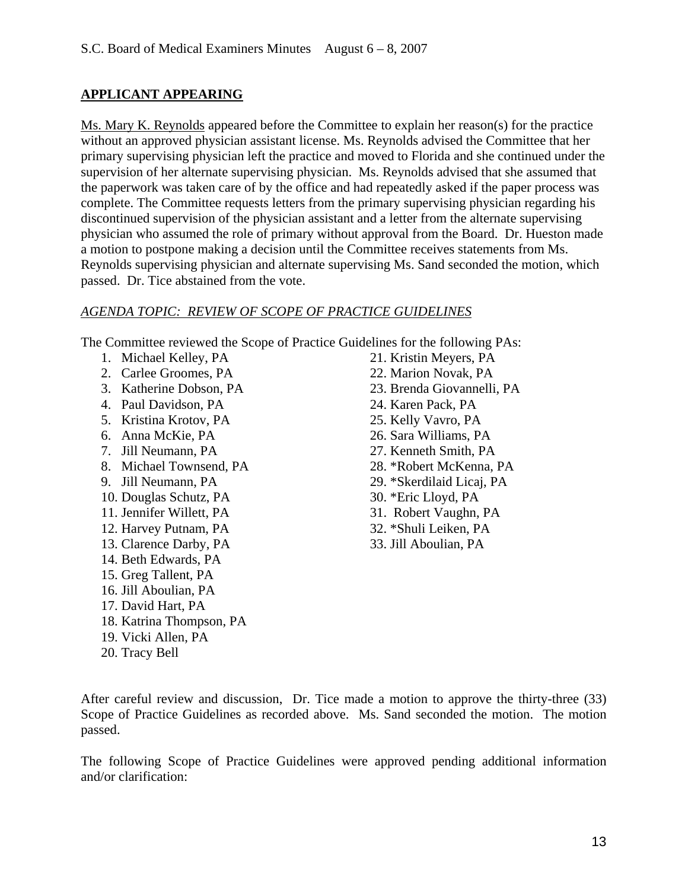## APPLICANT APPEARING

Ms. Mary K. Reynolds appeared before the Committee to explain her reason(s) for the practice without an approved physician assistant license. Ms. Reynolds advised the Committee that her primary supervising physician left the practice and moved to Florida and she continued under the supervision of her alternate supervising physician. Ms. Reynolds advised that she assumed that the paperwork was taken care of by the office and had repeatedly asked if the paper process was complete. The Committee requests letters from the primary supervising physician regarding his discontinued supervision of the physician assistant and a letter from the alternate supervising physician who assumed the role of primary without approval from the Board. Dr. Hueston made a motion to postpone making a decision until the Committee receives statements from Ms. Reynolds supervising physician and alternate supervising Ms. Sand seconded the motion, which passed. Dr. Tice abstained from the vote.

*AGENDA TOPIC: REVIEW OF SCOPE OF PRACTICE GUIDELINES*

The Committee reviewed the Scope of Practice Guidelines for the following PAs:

1. Michael Kelley, PA
2. Carlee Groomes, PA
3. Katherine Dobson, PA
4. Paul Davidson, PA
5. Kristina Krotov, PA
6. Anna McKie, PA
7. Jill Neumann, PA
8. Michael Townsend, PA
9. Jill Neumann, PA
10. Douglas Schutz, PA
11. Jennifer Willett, PA
12. Harvey Putnam, PA
13. Clarence Darby, PA
14. Beth Edwards, PA
15. Greg Tallent, PA
16. Jill Aboulian, PA
17. David Hart, PA
18. Katrina Thompson, PA
19. Vicki Allen, PA
20. Tracy Bell
21. Kristin Meyers, PA
22. Marion Novak, PA
23. Brenda Giovannelli, PA
24. Karen Pack, PA
25. Kelly Vavro, PA
26. Sara Williams, PA
27. Kenneth Smith, PA
28. *Robert McKenna, PA
29. *Skerdilaid Licaj, PA
30. *Eric Lloyd, PA
31. Robert Vaughn, PA
32. *Shuli Leiken, PA
33. Jill Aboulian, PA

After careful review and discussion, Dr. Tice made a motion to approve the thirty-three (33) Scope of Practice Guidelines as recorded above. Ms. Sand seconded the motion. The motion passed.

The following Scope of Practice Guidelines were approved pending additional information and/or clarification: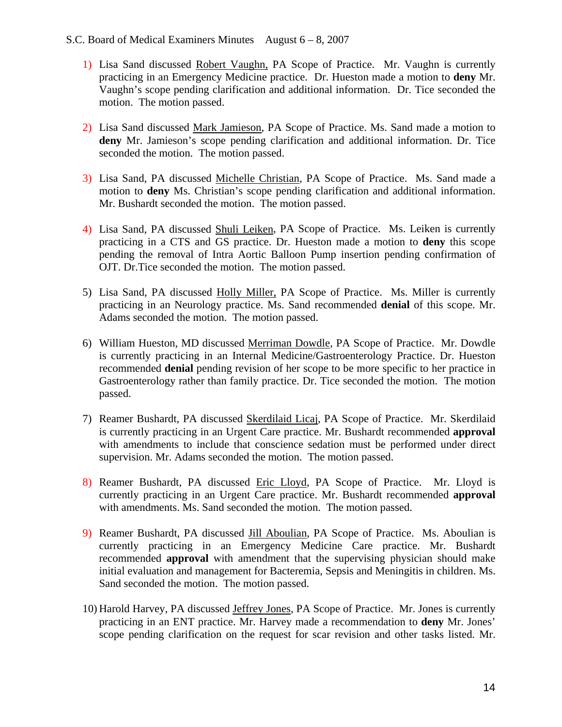1) Lisa Sand discussed Robert Vaughn, PA Scope of Practice. Mr. Vaughn is currently practicing in an Emergency Medicine practice. Dr. Hueston made a motion to **deny** Mr. Vaughn's scope pending clarification and additional information. Dr. Tice seconded the motion. The motion passed.

2) Lisa Sand discussed Mark Jamieson, PA Scope of Practice. Ms. Sand made a motion to **deny** Mr. Jamieson's scope pending clarification and additional information. Dr. Tice seconded the motion. The motion passed.

3) Lisa Sand, PA discussed Michelle Christian, PA Scope of Practice. Ms. Sand made a motion to **deny** Ms. Christian's scope pending clarification and additional information. Mr. Bushardt seconded the motion. The motion passed.

4) Lisa Sand, PA discussed Shuli Leiken, PA Scope of Practice. Ms. Leiken is currently practicing in a CTS and GS practice. Dr. Hueston made a motion to **deny** this scope pending the removal of Intra Aortic Balloon Pump insertion pending confirmation of OJT. Dr.Tice seconded the motion. The motion passed.

5) Lisa Sand, PA discussed Holly Miller, PA Scope of Practice. Ms. Miller is currently practicing in an Neurology practice. Ms. Sand recommended **denial** of this scope. Mr. Adams seconded the motion. The motion passed.

6) William Hueston, MD discussed Merriman Dowdle, PA Scope of Practice. Mr. Dowdle is currently practicing in an Internal Medicine/Gastroenterology Practice. Dr. Hueston recommended **denial** pending revision of her scope to be more specific to her practice in Gastroenterology rather than family practice. Dr. Tice seconded the motion. The motion passed.

7) Reamer Bushardt, PA discussed Skerdilaid Licaj, PA Scope of Practice. Mr. Skerdilaid is currently practicing in an Urgent Care practice. Mr. Bushardt recommended **approval** with amendments to include that conscience sedation must be performed under direct supervision. Mr. Adams seconded the motion. The motion passed.

8) Reamer Bushardt, PA discussed Eric Lloyd, PA Scope of Practice. Mr. Lloyd is currently practicing in an Urgent Care practice. Mr. Bushardt recommended **approval** with amendments. Ms. Sand seconded the motion. The motion passed.

9) Reamer Bushardt, PA discussed Jill Aboulian, PA Scope of Practice. Ms. Aboulian is currently practicing in an Emergency Medicine Care practice. Mr. Bushardt recommended **approval** with amendment that the supervising physician should make initial evaluation and management for Bacteremia, Sepsis and Meningitis in children. Ms. Sand seconded the motion. The motion passed.

10) Harold Harvey, PA discussed Jeffrey Jones, PA Scope of Practice. Mr. Jones is currently practicing in an ENT practice. Mr. Harvey made a recommendation to **deny** Mr. Jones' scope pending clarification on the request for scar revision and other tasks listed. Mr.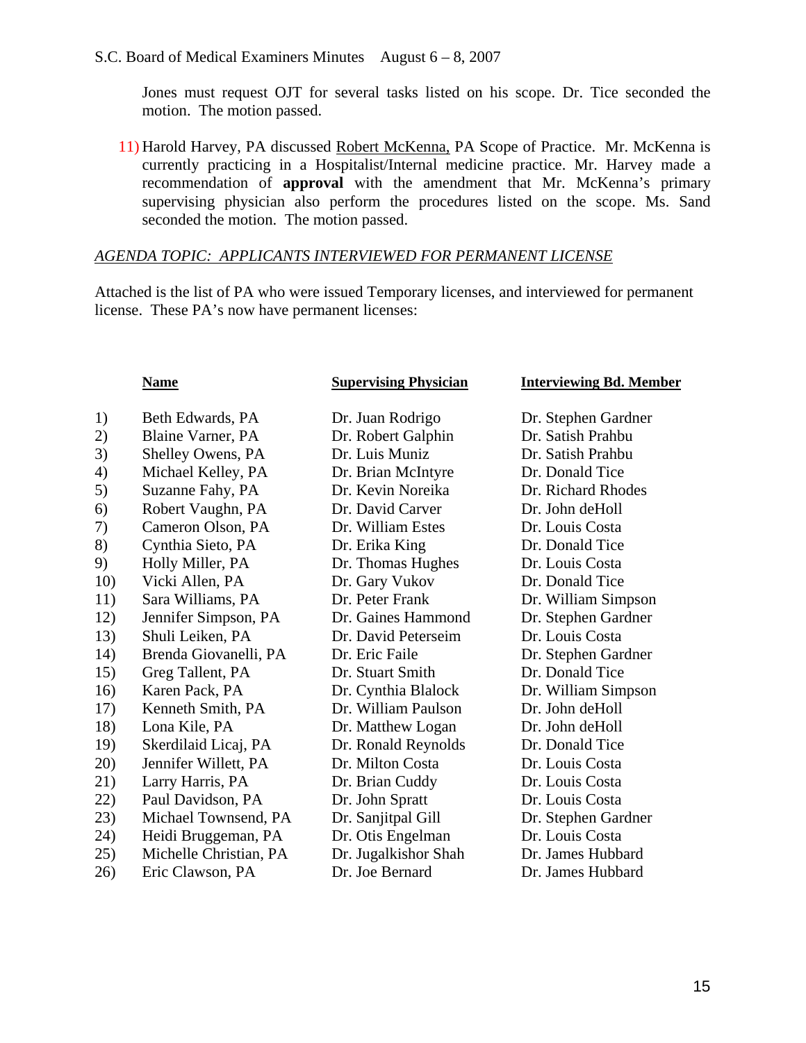Jones must request OJT for several tasks listed on his scope. Dr. Tice seconded the motion. The motion passed.

11) Harold Harvey, PA discussed Robert McKenna, PA Scope of Practice. Mr. McKenna is currently practicing in a Hospitalist/Internal medicine practice. Mr. Harvey made a recommendation of **approval** with the amendment that Mr. McKenna's primary supervising physician also perform the procedures listed on the scope. Ms. Sand seconded the motion. The motion passed.

*AGENDA TOPIC: APPLICANTS INTERVIEWED FOR PERMANENT LICENSE*

Attached is the list of PA who were issued Temporary licenses, and interviewed for permanent license. These PA's now have permanent licenses:

| | Name | Supervising Physician | Interviewing Bd. Member |
|---|---|---|---|
| 1) | Beth Edwards, PA | Dr. Juan Rodrigo | Dr. Stephen Gardner |
| 2) | Blaine Varner, PA | Dr. Robert Galphin | Dr. Satish Prahbu |
| 3) | Shelley Owens, PA | Dr. Luis Muniz | Dr. Satish Prahbu |
| 4) | Michael Kelley, PA | Dr. Brian McIntyre | Dr. Donald Tice |
| 5) | Suzanne Fahy, PA | Dr. Kevin Noreika | Dr. Richard Rhodes |
| 6) | Robert Vaughn, PA | Dr. David Carver | Dr. John deHoll |
| 7) | Cameron Olson, PA | Dr. William Estes | Dr. Louis Costa |
| 8) | Cynthia Sieto, PA | Dr. Erika King | Dr. Donald Tice |
| 9) | Holly Miller, PA | Dr. Thomas Hughes | Dr. Louis Costa |
| 10) | Vicki Allen, PA | Dr. Gary Vukov | Dr. Donald Tice |
| 11) | Sara Williams, PA | Dr. Peter Frank | Dr. William Simpson |
| 12) | Jennifer Simpson, PA | Dr. Gaines Hammond | Dr. Stephen Gardner |
| 13) | Shuli Leiken, PA | Dr. David Peterseim | Dr. Louis Costa |
| 14) | Brenda Giovanelli, PA | Dr. Eric Faile | Dr. Stephen Gardner |
| 15) | Greg Tallent, PA | Dr. Stuart Smith | Dr. Donald Tice |
| 16) | Karen Pack, PA | Dr. Cynthia Blalock | Dr. William Simpson |
| 17) | Kenneth Smith, PA | Dr. William Paulson | Dr. John deHoll |
| 18) | Lona Kile, PA | Dr. Matthew Logan | Dr. John deHoll |
| 19) | Skerdilaid Licaj, PA | Dr. Ronald Reynolds | Dr. Donald Tice |
| 20) | Jennifer Willett, PA | Dr. Milton Costa | Dr. Louis Costa |
| 21) | Larry Harris, PA | Dr. Brian Cuddy | Dr. Louis Costa |
| 22) | Paul Davidson, PA | Dr. John Spratt | Dr. Louis Costa |
| 23) | Michael Townsend, PA | Dr. Sanjitpal Gill | Dr. Stephen Gardner |
| 24) | Heidi Bruggeman, PA | Dr. Otis Engelman | Dr. Louis Costa |
| 25) | Michelle Christian, PA | Dr. Jugalkishor Shah | Dr. James Hubbard |
| 26) | Eric Clawson, PA | Dr. Joe Bernard | Dr. James Hubbard |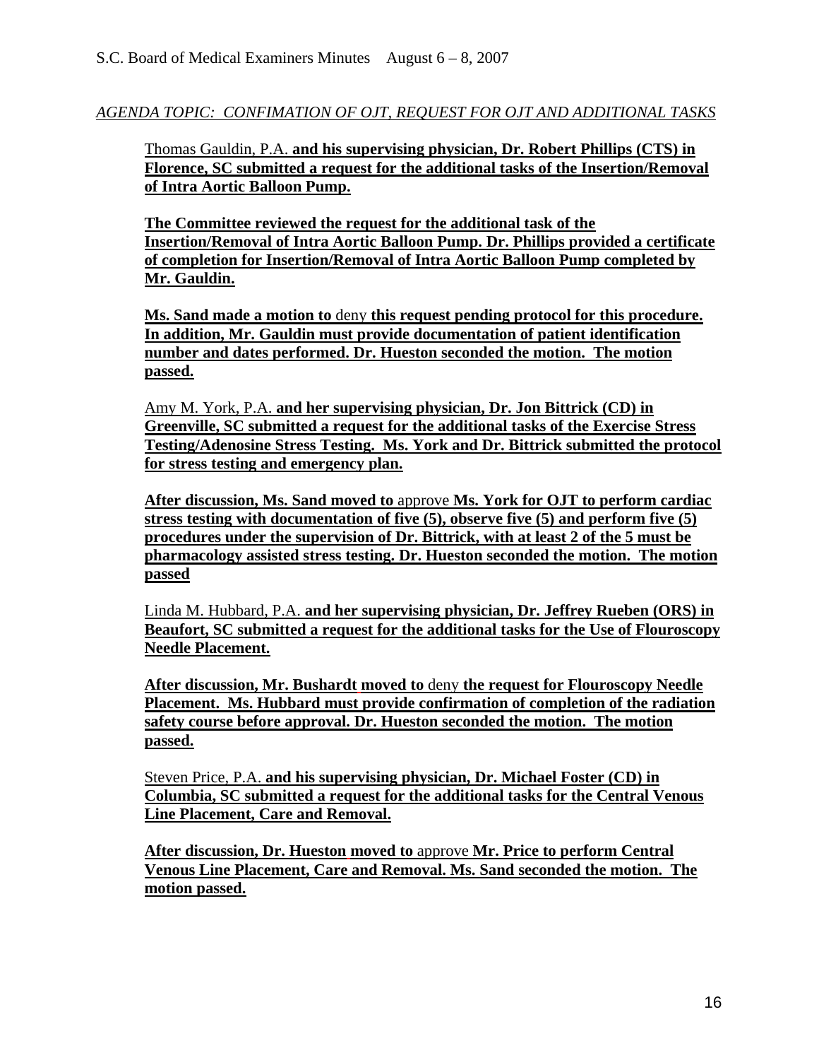*AGENDA TOPIC: CONFIMATION OF OJT, REQUEST FOR OJT AND ADDITIONAL TASKS*

Thomas Gauldin, P.A. **and his supervising physician, Dr. Robert Phillips (CTS) in Florence, SC submitted a request for the additional tasks of the Insertion/Removal of Intra Aortic Balloon Pump.**

**The Committee reviewed the request for the additional task of the Insertion/Removal of Intra Aortic Balloon Pump. Dr. Phillips provided a certificate of completion for Insertion/Removal of Intra Aortic Balloon Pump completed by Mr. Gauldin.**

**Ms. Sand made a motion to** deny **this request pending protocol for this procedure. In addition, Mr. Gauldin must provide documentation of patient identification number and dates performed. Dr. Hueston seconded the motion. The motion passed.**

Amy M. York, P.A. **and her supervising physician, Dr. Jon Bittrick (CD) in Greenville, SC submitted a request for the additional tasks of the Exercise Stress Testing/Adenosine Stress Testing. Ms. York and Dr. Bittrick submitted the protocol for stress testing and emergency plan.**

**After discussion, Ms. Sand moved to** approve **Ms. York for OJT to perform cardiac stress testing with documentation of five (5), observe five (5) and perform five (5) procedures under the supervision of Dr. Bittrick, with at least 2 of the 5 must be pharmacology assisted stress testing. Dr. Hueston seconded the motion. The motion passed**

Linda M. Hubbard, P.A. **and her supervising physician, Dr. Jeffrey Rueben (ORS) in Beaufort, SC submitted a request for the additional tasks for the Use of Flouroscopy Needle Placement.**

**After discussion, Mr. Bushardt moved to** deny **the request for Flouroscopy Needle Placement. Ms. Hubbard must provide confirmation of completion of the radiation safety course before approval. Dr. Hueston seconded the motion. The motion passed.**

Steven Price, P.A. **and his supervising physician, Dr. Michael Foster (CD) in Columbia, SC submitted a request for the additional tasks for the Central Venous Line Placement, Care and Removal.**

**After discussion, Dr. Hueston moved to** approve **Mr. Price to perform Central Venous Line Placement, Care and Removal. Ms. Sand seconded the motion. The motion passed.**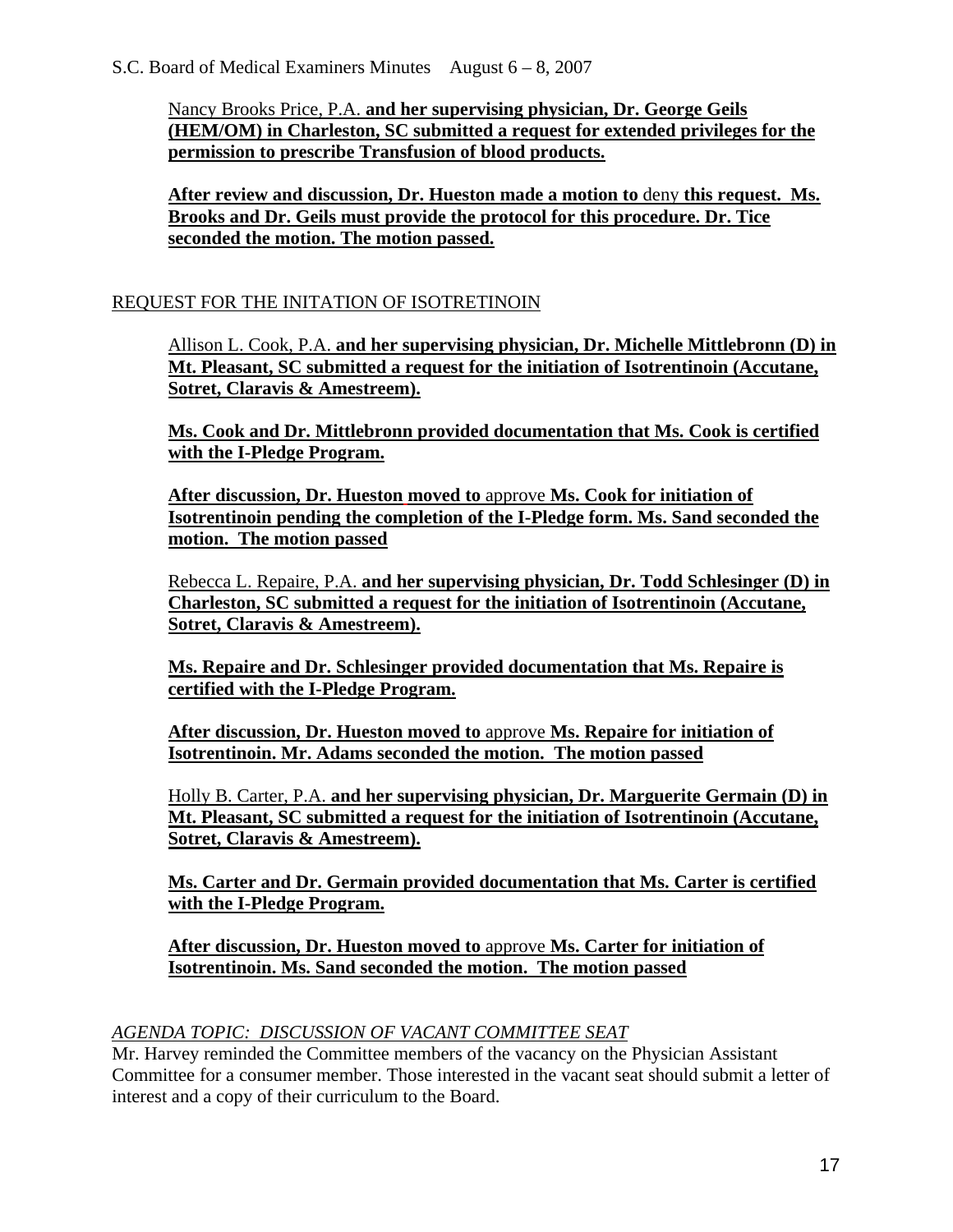Nancy Brooks Price, P.A. **and her supervising physician, Dr. George Geils (HEM/OM) in Charleston, SC submitted a request for extended privileges for the permission to prescribe Transfusion of blood products.**

**After review and discussion, Dr. Hueston made a motion to** deny **this request. Ms. Brooks and Dr. Geils must provide the protocol for this procedure. Dr. Tice seconded the motion. The motion passed.**

REQUEST FOR THE INITATION OF ISOTRETINOIN

Allison L. Cook, P.A. **and her supervising physician, Dr. Michelle Mittlebronn (D) in Mt. Pleasant, SC submitted a request for the initiation of Isotrentinoin (Accutane, Sotret, Claravis & Amestreem).**

**Ms. Cook and Dr. Mittlebronn provided documentation that Ms. Cook is certified with the I-Pledge Program.**

**After discussion, Dr. Hueston moved to** approve **Ms. Cook for initiation of Isotrentinoin pending the completion of the I-Pledge form. Ms. Sand seconded the motion. The motion passed**

Rebecca L. Repaire, P.A. **and her supervising physician, Dr. Todd Schlesinger (D) in Charleston, SC submitted a request for the initiation of Isotrentinoin (Accutane, Sotret, Claravis & Amestreem).**

**Ms. Repaire and Dr. Schlesinger provided documentation that Ms. Repaire is certified with the I-Pledge Program.**

**After discussion, Dr. Hueston moved to** approve **Ms. Repaire for initiation of Isotrentinoin. Mr. Adams seconded the motion. The motion passed**

Holly B. Carter, P.A. **and her supervising physician, Dr. Marguerite Germain (D) in Mt. Pleasant, SC submitted a request for the initiation of Isotrentinoin (Accutane, Sotret, Claravis & Amestreem).**

**Ms. Carter and Dr. Germain provided documentation that Ms. Carter is certified with the I-Pledge Program.**

**After discussion, Dr. Hueston moved to** approve **Ms. Carter for initiation of Isotrentinoin. Ms. Sand seconded the motion. The motion passed**

*AGENDA TOPIC: DISCUSSION OF VACANT COMMITTEE SEAT*

Mr. Harvey reminded the Committee members of the vacancy on the Physician Assistant Committee for a consumer member. Those interested in the vacant seat should submit a letter of interest and a copy of their curriculum to the Board.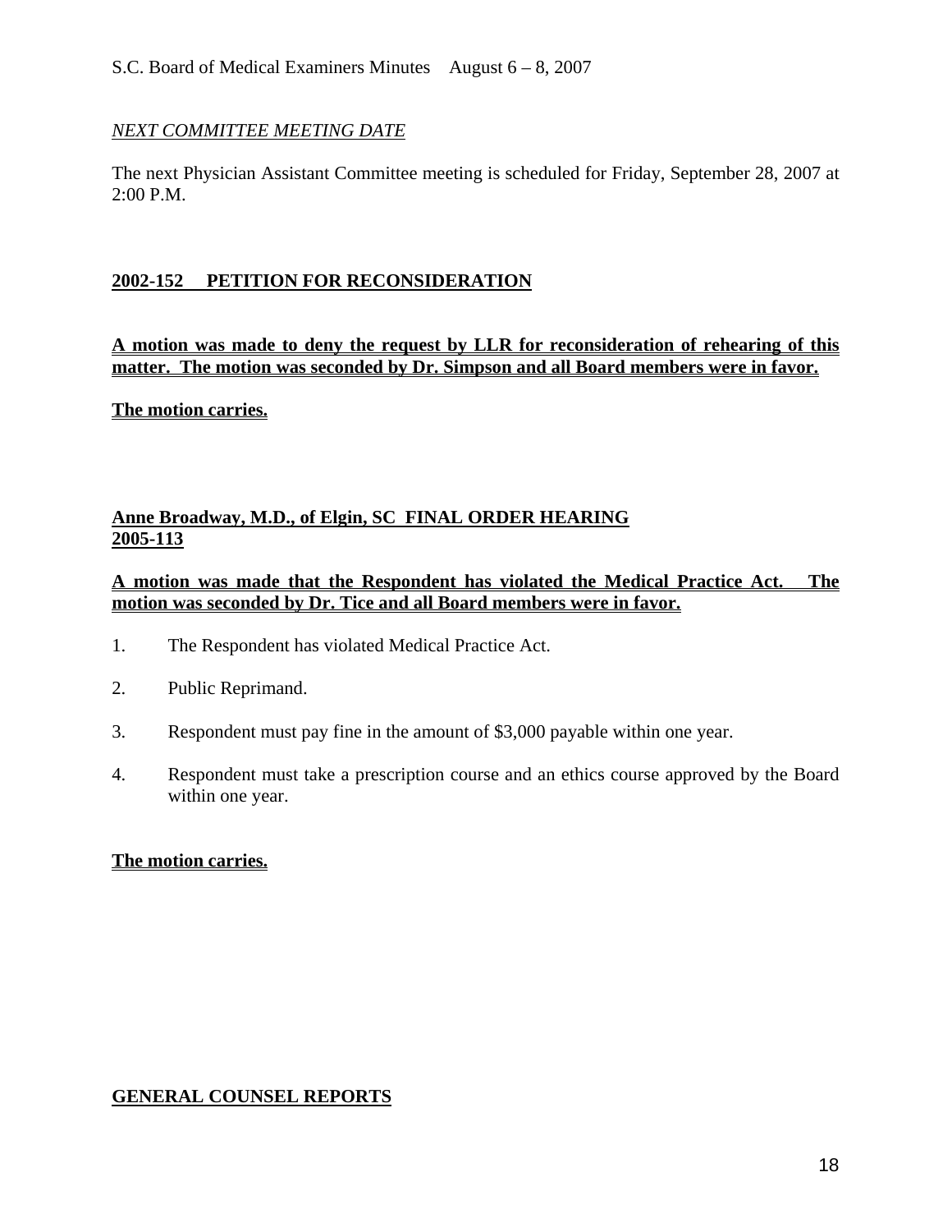*NEXT COMMITTEE MEETING DATE*

The next Physician Assistant Committee meeting is scheduled for Friday, September 28, 2007 at 2:00 P.M.

**2002-152 PETITION FOR RECONSIDERATION**

**A motion was made to deny the request by LLR for reconsideration of rehearing of this matter. The motion was seconded by Dr. Simpson and all Board members were in favor.**

**The motion carries.**

**Anne Broadway, M.D., of Elgin, SC FINAL ORDER HEARING 2005-113**

**A motion was made that the Respondent has violated the Medical Practice Act. The motion was seconded by Dr. Tice and all Board members were in favor.**

1. The Respondent has violated Medical Practice Act.
2. Public Reprimand.
3. Respondent must pay fine in the amount of $3,000 payable within one year.
4. Respondent must take a prescription course and an ethics course approved by the Board within one year.

**The motion carries.**

**GENERAL COUNSEL REPORTS**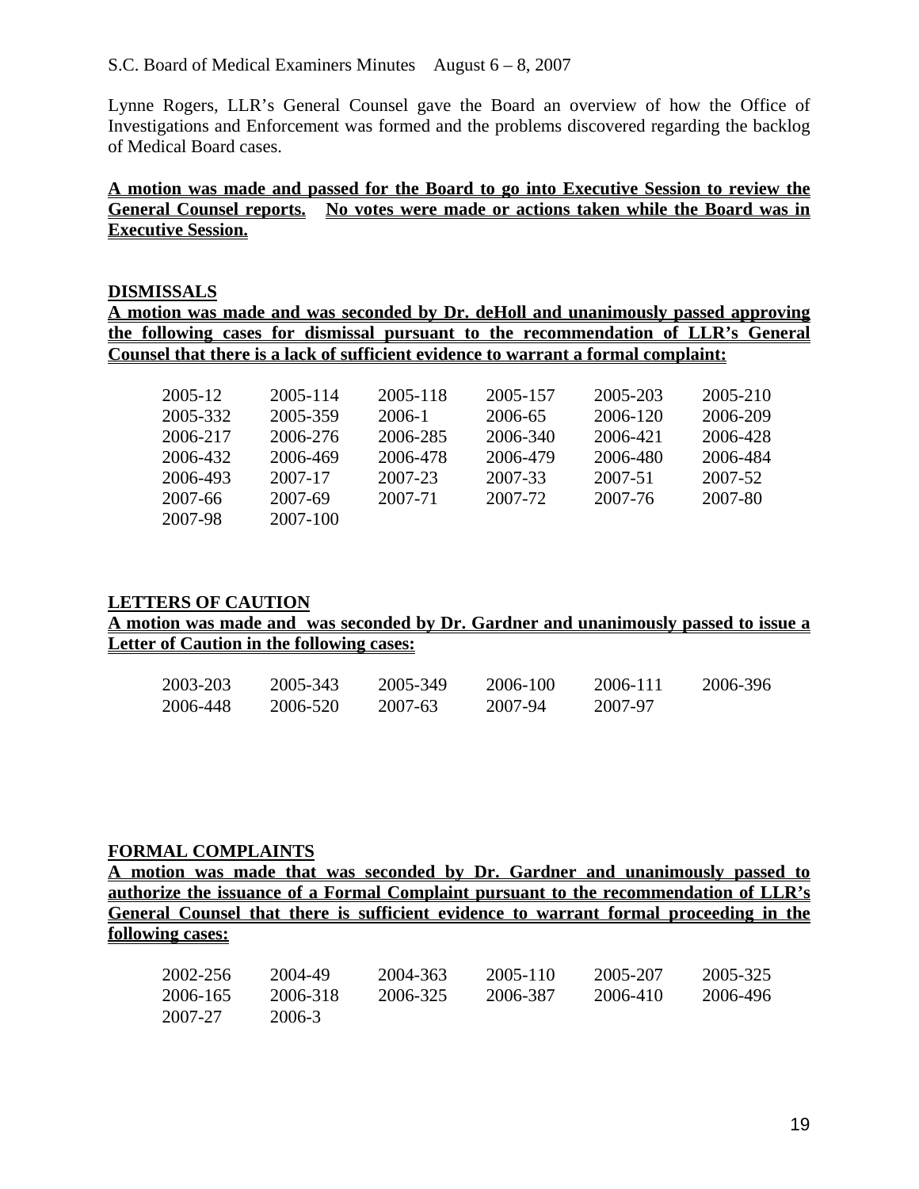Lynne Rogers, LLR's General Counsel gave the Board an overview of how the Office of Investigations and Enforcement was formed and the problems discovered regarding the backlog of Medical Board cases.

**A motion was made and passed for the Board to go into Executive Session to review the General Counsel reports. No votes were made or actions taken while the Board was in Executive Session.**

**DISMISSALS**

**A motion was made and was seconded by Dr. deHoll and unanimously passed approving the following cases for dismissal pursuant to the recommendation of LLR's General Counsel that there is a lack of sufficient evidence to warrant a formal complaint:**

| | | | | | |
|---|---|---|---|---|---|
| 2005-12 | 2005-114 | 2005-118 | 2005-157 | 2005-203 | 2005-210 |
| 2005-332 | 2005-359 | 2006-1 | 2006-65 | 2006-120 | 2006-209 |
| 2006-217 | 2006-276 | 2006-285 | 2006-340 | 2006-421 | 2006-428 |
| 2006-432 | 2006-469 | 2006-478 | 2006-479 | 2006-480 | 2006-484 |
| 2006-493 | 2007-17 | 2007-23 | 2007-33 | 2007-51 | 2007-52 |
| 2007-66 | 2007-69 | 2007-71 | 2007-72 | 2007-76 | 2007-80 |
| 2007-98 | 2007-100 | | | | |

**LETTERS OF CAUTION**

**A motion was made and was seconded by Dr. Gardner and unanimously passed to issue a Letter of Caution in the following cases:**

| | | | | | |
|---|---|---|---|---|---|
| 2003-203 | 2005-343 | 2005-349 | 2006-100 | 2006-111 | 2006-396 |
| 2006-448 | 2006-520 | 2007-63 | 2007-94 | 2007-97 | |

**FORMAL COMPLAINTS**

**A motion was made that was seconded by Dr. Gardner and unanimously passed to authorize the issuance of a Formal Complaint pursuant to the recommendation of LLR's General Counsel that there is sufficient evidence to warrant formal proceeding in the following cases:**

| | | | | | |
|---|---|---|---|---|---|
| 2002-256 | 2004-49 | 2004-363 | 2005-110 | 2005-207 | 2005-325 |
| 2006-165 | 2006-318 | 2006-325 | 2006-387 | 2006-410 | 2006-496 |
| 2007-27 | 2006-3 | | | | |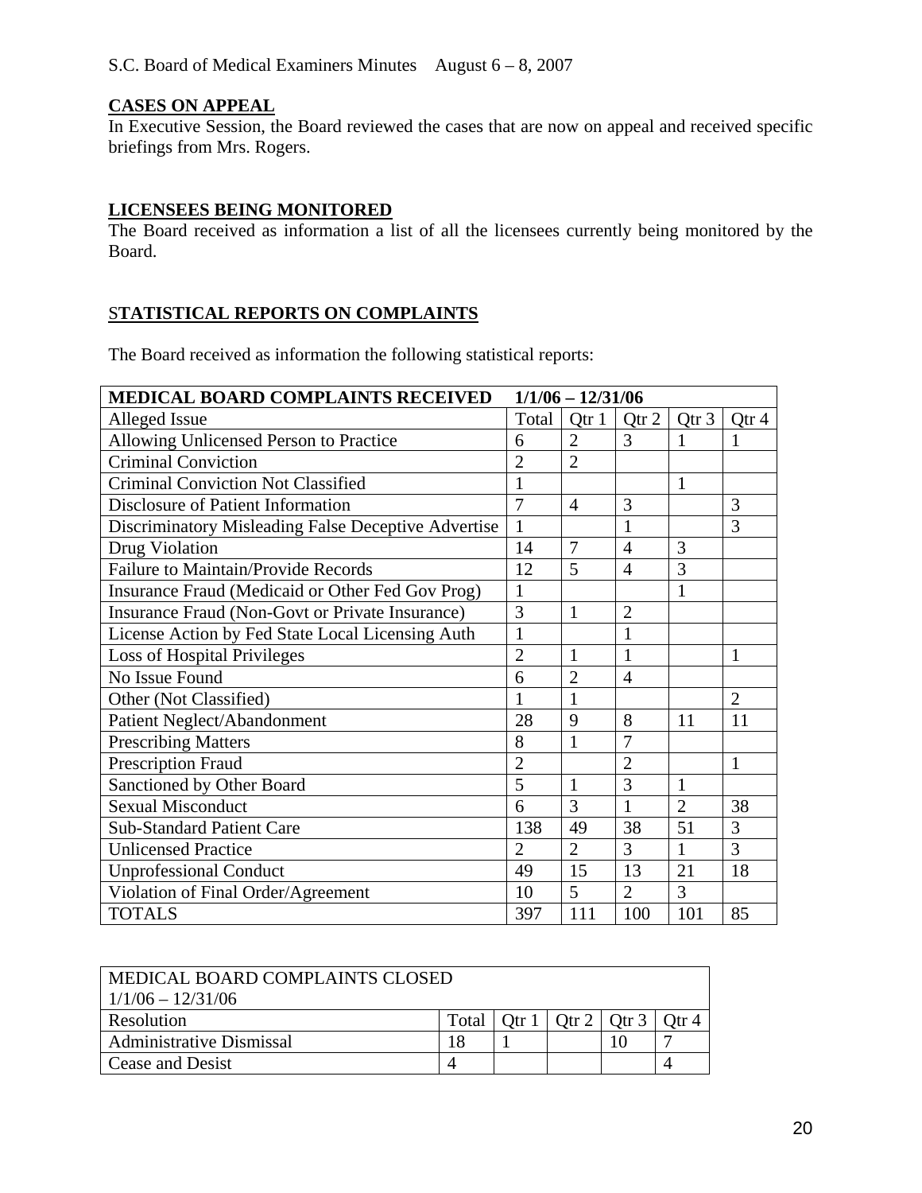S.C. Board of Medical Examiners Minutes August 6 – 8, 2007

## CASES ON APPEAL

In Executive Session, the Board reviewed the cases that are now on appeal and received specific briefings from Mrs. Rogers.

## LICENSEES BEING MONITORED

The Board received as information a list of all the licensees currently being monitored by the Board.

## STATISTICAL REPORTS ON COMPLAINTS

The Board received as information the following statistical reports:

| **MEDICAL BOARD COMPLAINTS RECEIVED** | **1/1/06 – 12/31/06** | | | | |
|---|---|---|---|---|---|
| Alleged Issue | Total | Qtr 1 | Qtr 2 | Qtr 3 | Qtr 4 |
| Allowing Unlicensed Person to Practice | 6 | 2 | 3 | 1 | 1 |
| Criminal Conviction | 2 | 2 | | | |
| Criminal Conviction Not Classified | 1 | | | 1 | |
| Disclosure of Patient Information | 7 | 4 | 3 | | 3 |
| Discriminatory Misleading False Deceptive Advertise | 1 | | 1 | | 3 |
| Drug Violation | 14 | 7 | 4 | 3 | |
| Failure to Maintain/Provide Records | 12 | 5 | 4 | 3 | |
| Insurance Fraud (Medicaid or Other Fed Gov Prog) | 1 | | | 1 | |
| Insurance Fraud (Non-Govt or Private Insurance) | 3 | 1 | 2 | | |
| License Action by Fed State Local Licensing Auth | 1 | | 1 | | |
| Loss of Hospital Privileges | 2 | 1 | 1 | | 1 |
| No Issue Found | 6 | 2 | 4 | | |
| Other (Not Classified) | 1 | 1 | | | 2 |
| Patient Neglect/Abandonment | 28 | 9 | 8 | 11 | 11 |
| Prescribing Matters | 8 | 1 | 7 | | |
| Prescription Fraud | 2 | | 2 | | 1 |
| Sanctioned by Other Board | 5 | 1 | 3 | 1 | |
| Sexual Misconduct | 6 | 3 | 1 | 2 | 38 |
| Sub-Standard Patient Care | 138 | 49 | 38 | 51 | 3 |
| Unlicensed Practice | 2 | 2 | 3 | 1 | 3 |
| Unprofessional Conduct | 49 | 15 | 13 | 21 | 18 |
| Violation of Final Order/Agreement | 10 | 5 | 2 | 3 | |
| TOTALS | 397 | 111 | 100 | 101 | 85 |

| MEDICAL BOARD COMPLAINTS CLOSED 1/1/06 – 12/31/06 | | | | | |
|---|---|---|---|---|---|
| Resolution | Total | Qtr 1 | Qtr 2 | Qtr 3 | Qtr 4 |
| Administrative Dismissal | 18 | 1 | | 10 | 7 |
| Cease and Desist | 4 | | | | 4 |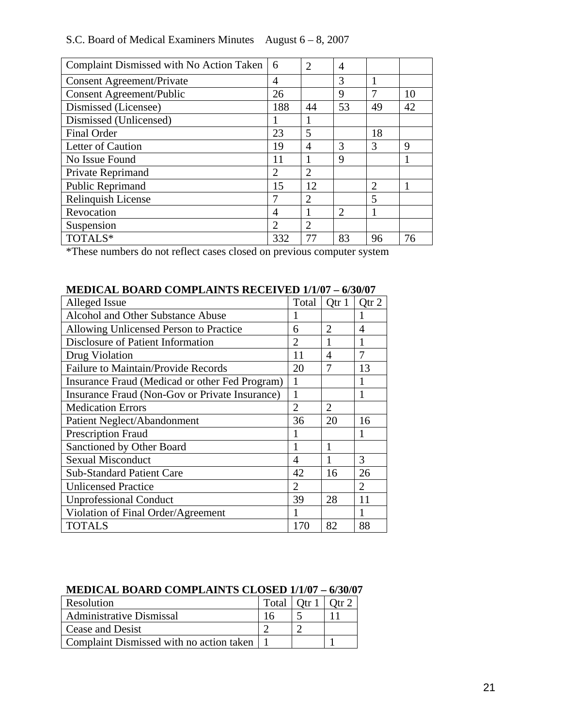| | | | | | |
|---|---|---|---|---|---|
| Complaint Dismissed with No Action Taken | 6 | 2 | 4 | | |
| Consent Agreement/Private | 4 | | 3 | 1 | |
| Consent Agreement/Public | 26 | | 9 | 7 | 10 |
| Dismissed (Licensee) | 188 | 44 | 53 | 49 | 42 |
| Dismissed (Unlicensed) | 1 | 1 | | | |
| Final Order | 23 | 5 | | 18 | |
| Letter of Caution | 19 | 4 | 3 | 3 | 9 |
| No Issue Found | 11 | 1 | 9 | | 1 |
| Private Reprimand | 2 | 2 | | | |
| Public Reprimand | 15 | 12 | | 2 | 1 |
| Relinquish License | 7 | 2 | | 5 | |
| Revocation | 4 | 1 | 2 | 1 | |
| Suspension | 2 | 2 | | | |
| TOTALS* | 332 | 77 | 83 | 96 | 76 |

*These numbers do not reflect cases closed on previous computer system

**MEDICAL BOARD COMPLAINTS RECEIVED 1/1/07 – 6/30/07**

| Alleged Issue | Total | Qtr 1 | Qtr 2 |
|---|---|---|---|
| Alcohol and Other Substance Abuse | 1 | | 1 |
| Allowing Unlicensed Person to Practice | 6 | 2 | 4 |
| Disclosure of Patient Information | 2 | 1 | 1 |
| Drug Violation | 11 | 4 | 7 |
| Failure to Maintain/Provide Records | 20 | 7 | 13 |
| Insurance Fraud (Medicad or other Fed Program) | 1 | | 1 |
| Insurance Fraud (Non-Gov or Private Insurance) | 1 | | 1 |
| Medication Errors | 2 | 2 | |
| Patient Neglect/Abandonment | 36 | 20 | 16 |
| Prescription Fraud | 1 | | 1 |
| Sanctioned by Other Board | 1 | 1 | |
| Sexual Misconduct | 4 | 1 | 3 |
| Sub-Standard Patient Care | 42 | 16 | 26 |
| Unlicensed Practice | 2 | | 2 |
| Unprofessional Conduct | 39 | 28 | 11 |
| Violation of Final Order/Agreement | 1 | | 1 |
| TOTALS | 170 | 82 | 88 |

**MEDICAL BOARD COMPLAINTS CLOSED 1/1/07 – 6/30/07**

| Resolution | Total | Qtr 1 | Qtr 2 |
|---|---|---|---|
| Administrative Dismissal | 16 | 5 | 11 |
| Cease and Desist | 2 | 2 | |
| Complaint Dismissed with no action taken | 1 | | 1 |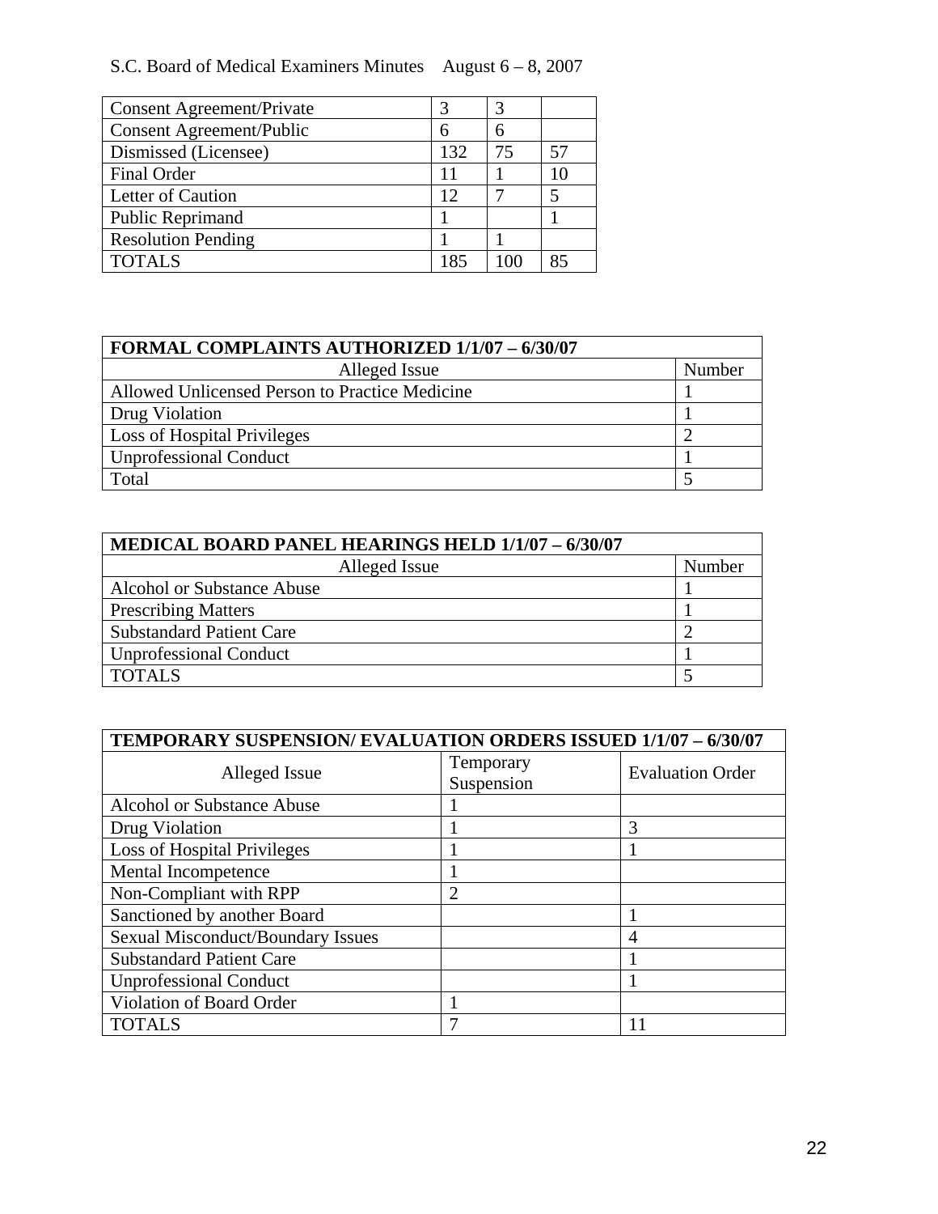| Consent Agreement/Private | 3 | 3 | |
|---|---|---|---|
| Consent Agreement/Public | 6 | 6 | |
| Dismissed (Licensee) | 132 | 75 | 57 |
| Final Order | 11 | 1 | 10 |
| Letter of Caution | 12 | 7 | 5 |
| Public Reprimand | 1 | | 1 |
| Resolution Pending | 1 | 1 | |
| TOTALS | 185 | 100 | 85 |

| **FORMAL COMPLAINTS AUTHORIZED 1/1/07 – 6/30/07** | |
|---|---|
| Alleged Issue | Number |
| Allowed Unlicensed Person to Practice Medicine | 1 |
| Drug Violation | 1 |
| Loss of Hospital Privileges | 2 |
| Unprofessional Conduct | 1 |
| Total | 5 |

| **MEDICAL BOARD PANEL HEARINGS HELD 1/1/07 – 6/30/07** | |
|---|---|
| Alleged Issue | Number |
| Alcohol or Substance Abuse | 1 |
| Prescribing Matters | 1 |
| Substandard Patient Care | 2 |
| Unprofessional Conduct | 1 |
| TOTALS | 5 |

| **TEMPORARY SUSPENSION/ EVALUATION ORDERS ISSUED 1/1/07 – 6/30/07** | | |
|---|---|---|
| Alleged Issue | Temporary Suspension | Evaluation Order |
| Alcohol or Substance Abuse | 1 | |
| Drug Violation | 1 | 3 |
| Loss of Hospital Privileges | 1 | 1 |
| Mental Incompetence | 1 | |
| Non-Compliant with RPP | 2 | |
| Sanctioned by another Board | | 1 |
| Sexual Misconduct/Boundary Issues | | 4 |
| Substandard Patient Care | | 1 |
| Unprofessional Conduct | | 1 |
| Violation of Board Order | 1 | |
| TOTALS | 7 | 11 |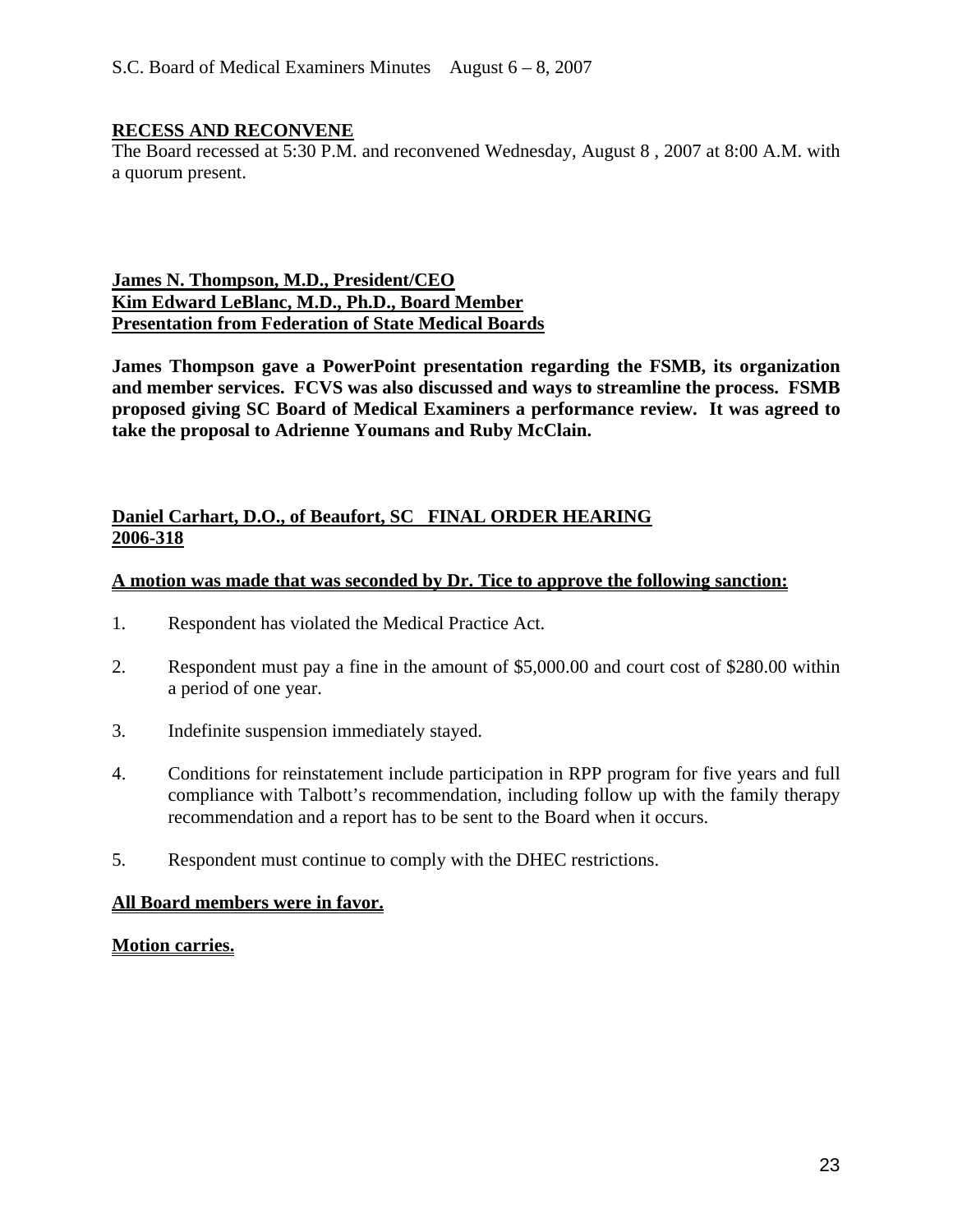**RECESS AND RECONVENE**

The Board recessed at 5:30 P.M. and reconvened Wednesday, August 8 , 2007 at 8:00 A.M. with a quorum present.

**James N. Thompson, M.D., President/CEO**
**Kim Edward LeBlanc, M.D., Ph.D., Board Member**
**Presentation from Federation of State Medical Boards**

**James Thompson gave a PowerPoint presentation regarding the FSMB, its organization and member services. FCVS was also discussed and ways to streamline the process. FSMB proposed giving SC Board of Medical Examiners a performance review. It was agreed to take the proposal to Adrienne Youmans and Ruby McClain.**

**Daniel Carhart, D.O., of Beaufort, SC FINAL ORDER HEARING**
**2006-318**

**A motion was made that was seconded by Dr. Tice to approve the following sanction:**

1. Respondent has violated the Medical Practice Act.

2. Respondent must pay a fine in the amount of $5,000.00 and court cost of $280.00 within a period of one year.

3. Indefinite suspension immediately stayed.

4. Conditions for reinstatement include participation in RPP program for five years and full compliance with Talbott's recommendation, including follow up with the family therapy recommendation and a report has to be sent to the Board when it occurs.

5. Respondent must continue to comply with the DHEC restrictions.

**All Board members were in favor.**

**Motion carries.**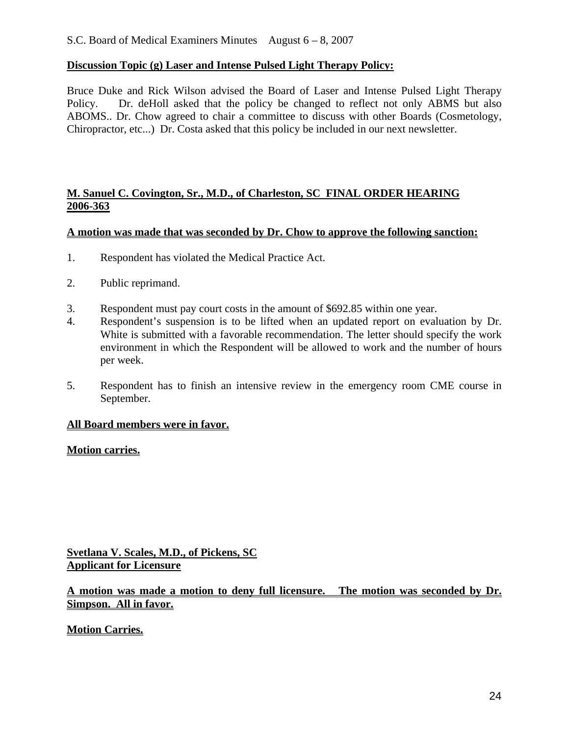**Discussion Topic (g) Laser and Intense Pulsed Light Therapy Policy:**

Bruce Duke and Rick Wilson advised the Board of Laser and Intense Pulsed Light Therapy Policy. Dr. deHoll asked that the policy be changed to reflect not only ABMS but also ABOMS.. Dr. Chow agreed to chair a committee to discuss with other Boards (Cosmetology, Chiropractor, etc...) Dr. Costa asked that this policy be included in our next newsletter.

**M. Sanuel C. Covington, Sr., M.D., of Charleston, SC FINAL ORDER HEARING 2006-363**

**A motion was made that was seconded by Dr. Chow to approve the following sanction:**

1. Respondent has violated the Medical Practice Act.

2. Public reprimand.

3. Respondent must pay court costs in the amount of $692.85 within one year.
4. Respondent's suspension is to be lifted when an updated report on evaluation by Dr. White is submitted with a favorable recommendation. The letter should specify the work environment in which the Respondent will be allowed to work and the number of hours per week.

5. Respondent has to finish an intensive review in the emergency room CME course in September.

**All Board members were in favor.**

**Motion carries.**

**Svetlana V. Scales, M.D., of Pickens, SC**
**Applicant for Licensure**

**A motion was made a motion to deny full licensure. The motion was seconded by Dr. Simpson. All in favor.**

**Motion Carries.**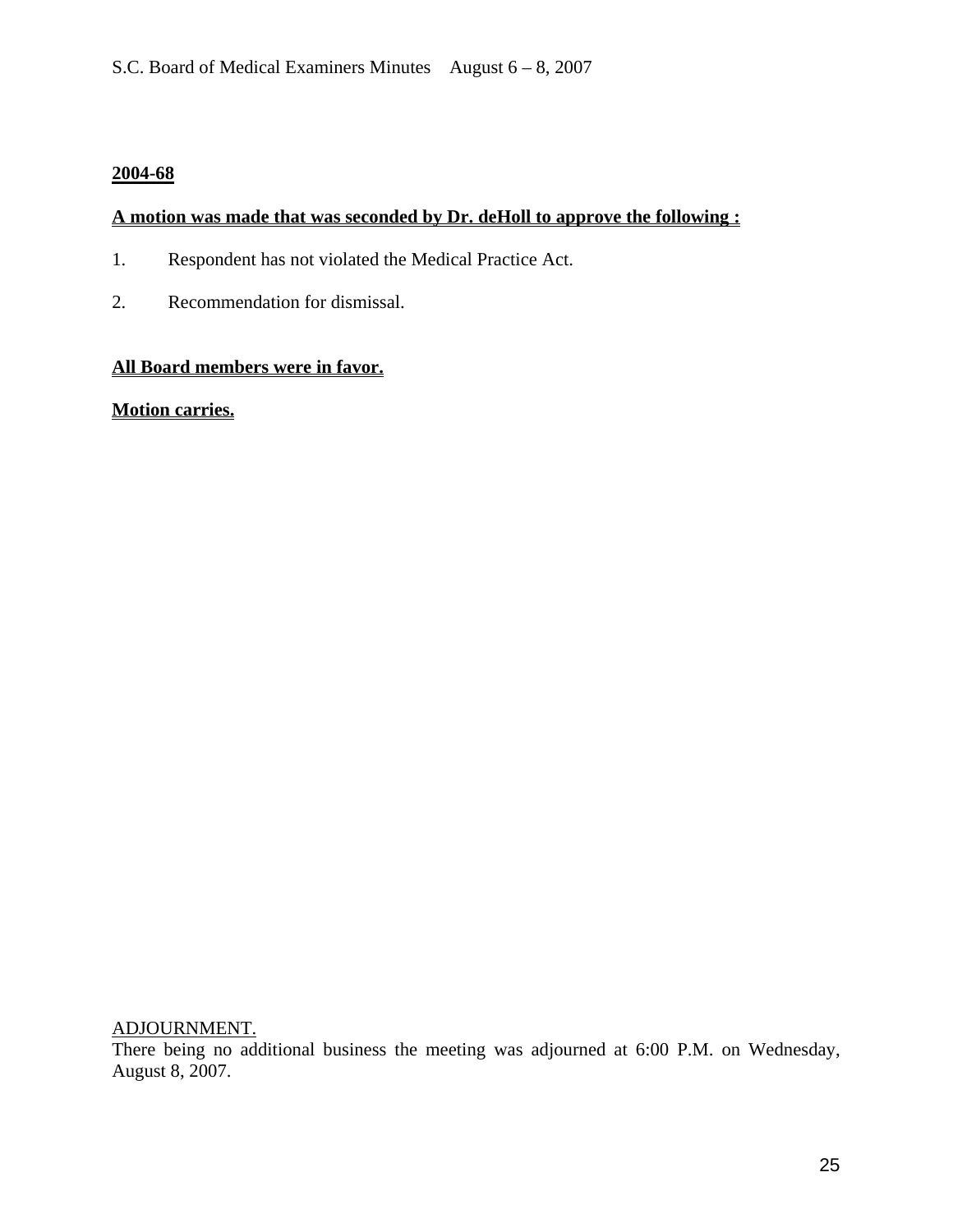**2004-68**

**A motion was made that was seconded by Dr. deHoll to approve the following :**

1. Respondent has not violated the Medical Practice Act.

2. Recommendation for dismissal.

**All Board members were in favor.**

**Motion carries.**

ADJOURNMENT.

There being no additional business the meeting was adjourned at 6:00 P.M. on Wednesday, August 8, 2007.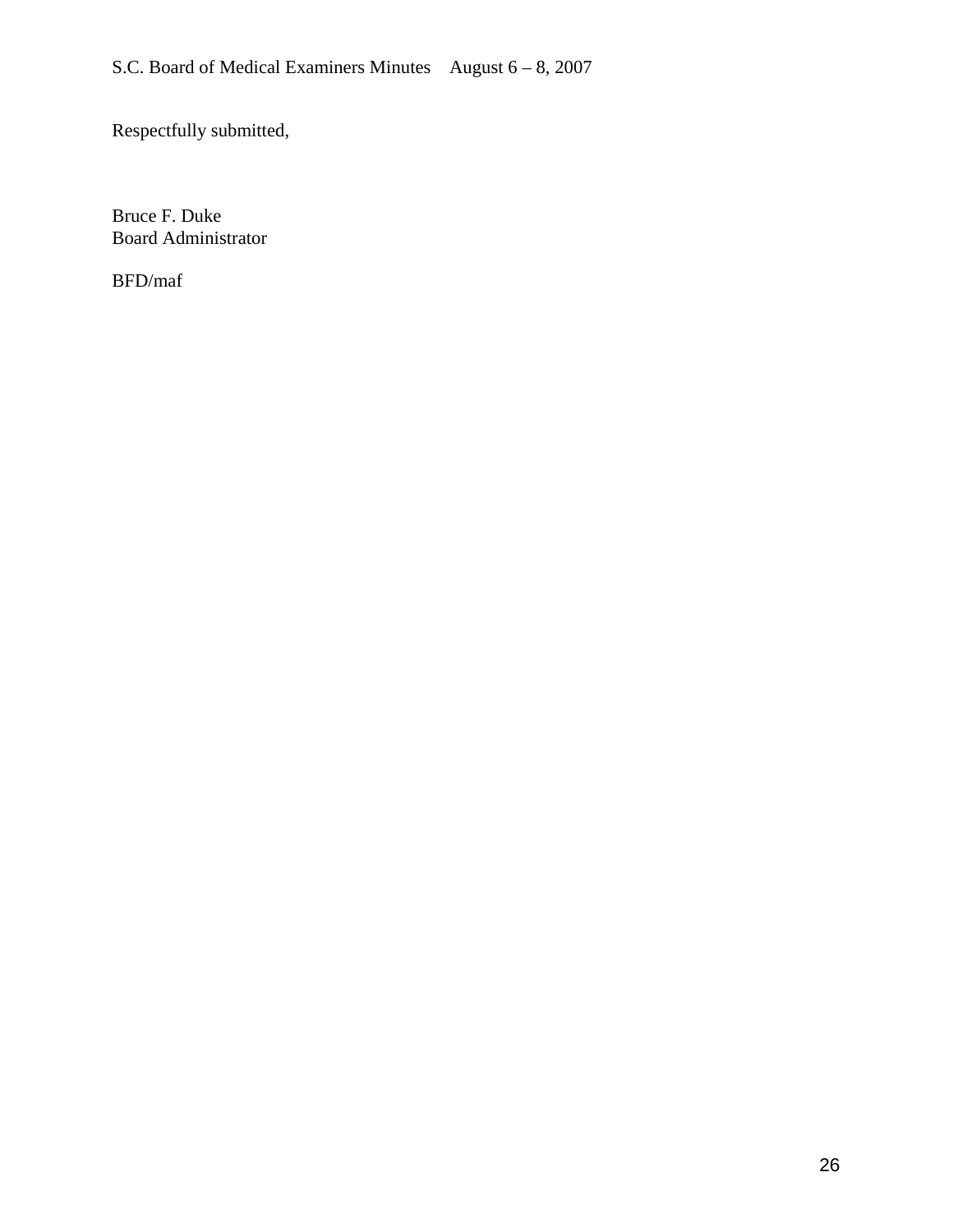Respectfully submitted,

Bruce F. Duke
Board Administrator

BFD/maf